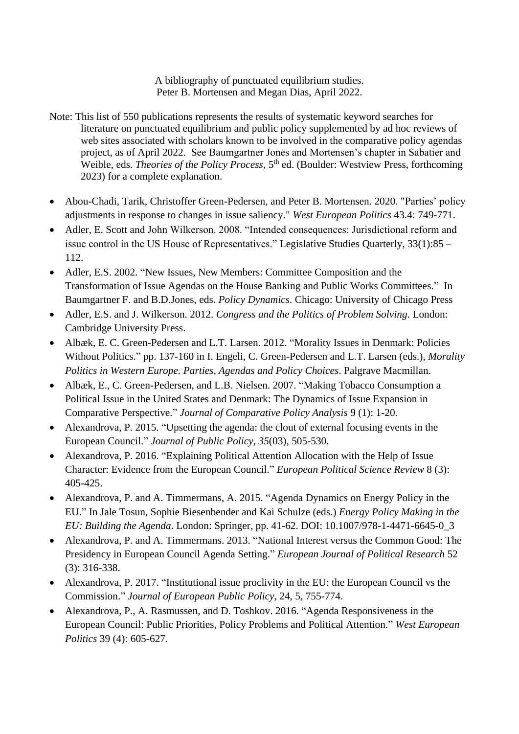A bibliography of punctuated equilibrium studies.
Peter B. Mortensen and Megan Dias, April 2022.

Note: This list of 550 publications represents the results of systematic keyword searches for literature on punctuated equilibrium and public policy supplemented by ad hoc reviews of web sites associated with scholars known to be involved in the comparative policy agendas project, as of April 2022. See Baumgartner Jones and Mortensen's chapter in Sabatier and Weible, eds. *Theories of the Policy Process*, 5th ed. (Boulder: Westview Press, forthcoming 2023) for a complete explanation.

- Abou-Chadi, Tarik, Christoffer Green-Pedersen, and Peter B. Mortensen. 2020. "Parties' policy adjustments in response to changes in issue saliency." *West European Politics* 43.4: 749-771.
- Adler, E. Scott and John Wilkerson. 2008. "Intended consequences: Jurisdictional reform and issue control in the US House of Representatives." Legislative Studies Quarterly, 33(1):85 – 112.
- Adler, E.S. 2002. "New Issues, New Members: Committee Composition and the Transformation of Issue Agendas on the House Banking and Public Works Committees." In Baumgartner F. and B.D.Jones, eds. *Policy Dynamics*. Chicago: University of Chicago Press
- Adler, E.S. and J. Wilkerson. 2012. *Congress and the Politics of Problem Solving*. London: Cambridge University Press.
- Albæk, E. C. Green-Pedersen and L.T. Larsen. 2012. "Morality Issues in Denmark: Policies Without Politics." pp. 137-160 in I. Engeli, C. Green-Pedersen and L.T. Larsen (eds.), *Morality Politics in Western Europe. Parties, Agendas and Policy Choices*. Palgrave Macmillan.
- Albæk, E., C. Green-Pedersen, and L.B. Nielsen. 2007. "Making Tobacco Consumption a Political Issue in the United States and Denmark: The Dynamics of Issue Expansion in Comparative Perspective." *Journal of Comparative Policy Analysis* 9 (1): 1-20.
- Alexandrova, P. 2015. "Upsetting the agenda: the clout of external focusing events in the European Council." *Journal of Public Policy*, *35*(03), 505-530.
- Alexandrova, P. 2016. "Explaining Political Attention Allocation with the Help of Issue Character: Evidence from the European Council." *European Political Science Review* 8 (3): 405-425.
- Alexandrova, P. and A. Timmermans, A. 2015. "Agenda Dynamics on Energy Policy in the EU." In Jale Tosun, Sophie Biesenbender and Kai Schulze (eds.) *Energy Policy Making in the EU: Building the Agenda*. London: Springer, pp. 41-62. DOI: 10.1007/978-1-4471-6645-0_3
- Alexandrova, P. and A. Timmermans. 2013. "National Interest versus the Common Good: The Presidency in European Council Agenda Setting." *European Journal of Political Research* 52 (3): 316-338.
- Alexandrova, P. 2017. "Institutional issue proclivity in the EU: the European Council vs the Commission." *Journal of European Public Policy*, 24, 5, 755-774.
- Alexandrova, P., A. Rasmussen, and D. Toshkov. 2016. "Agenda Responsiveness in the European Council: Public Priorities, Policy Problems and Political Attention." *West European Politics* 39 (4): 605-627.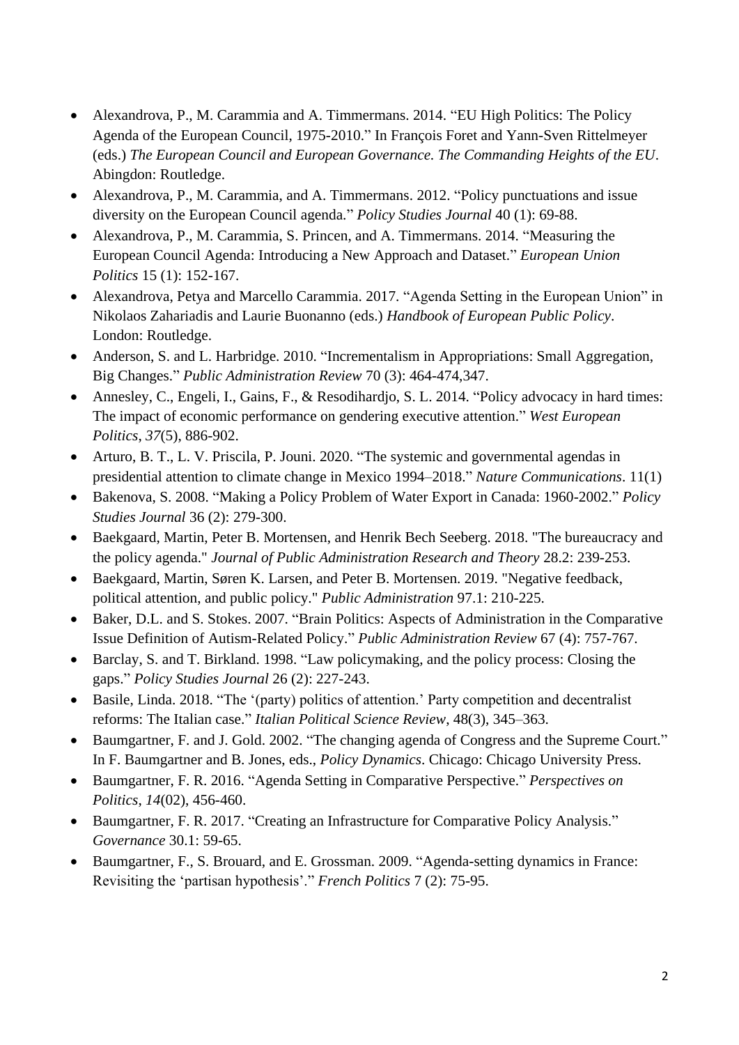- Alexandrova, P., M. Carammia and A. Timmermans. 2014. "EU High Politics: The Policy Agenda of the European Council, 1975-2010." In François Foret and Yann-Sven Rittelmeyer (eds.) *The European Council and European Governance. The Commanding Heights of the EU*. Abingdon: Routledge.
- Alexandrova, P., M. Carammia, and A. Timmermans. 2012. "Policy punctuations and issue diversity on the European Council agenda." *Policy Studies Journal* 40 (1): 69-88.
- Alexandrova, P., M. Carammia, S. Princen, and A. Timmermans. 2014. "Measuring the European Council Agenda: Introducing a New Approach and Dataset." *European Union Politics* 15 (1): 152-167.
- Alexandrova, Petya and Marcello Carammia. 2017. "Agenda Setting in the European Union" in Nikolaos Zahariadis and Laurie Buonanno (eds.) *Handbook of European Public Policy*. London: Routledge.
- Anderson, S. and L. Harbridge. 2010. "Incrementalism in Appropriations: Small Aggregation, Big Changes." *Public Administration Review* 70 (3): 464-474,347.
- Annesley, C., Engeli, I., Gains, F., & Resodihardjo, S. L. 2014. "Policy advocacy in hard times: The impact of economic performance on gendering executive attention." *West European Politics*, *37*(5), 886-902.
- Arturo, B. T., L. V. Priscila, P. Jouni. 2020. "The systemic and governmental agendas in presidential attention to climate change in Mexico 1994–2018." *Nature Communications*. 11(1)
- Bakenova, S. 2008. "Making a Policy Problem of Water Export in Canada: 1960-2002." *Policy Studies Journal* 36 (2): 279-300.
- Baekgaard, Martin, Peter B. Mortensen, and Henrik Bech Seeberg. 2018. "The bureaucracy and the policy agenda." *Journal of Public Administration Research and Theory* 28.2: 239-253.
- Baekgaard, Martin, Søren K. Larsen, and Peter B. Mortensen. 2019. "Negative feedback, political attention, and public policy." *Public Administration* 97.1: 210-225.
- Baker, D.L. and S. Stokes. 2007. "Brain Politics: Aspects of Administration in the Comparative Issue Definition of Autism-Related Policy." *Public Administration Review* 67 (4): 757-767.
- Barclay, S. and T. Birkland. 1998. "Law policymaking, and the policy process: Closing the gaps." *Policy Studies Journal* 26 (2): 227-243.
- Basile, Linda. 2018. "The '(party) politics of attention.' Party competition and decentralist reforms: The Italian case." *Italian Political Science Review*, 48(3), 345–363.
- Baumgartner, F. and J. Gold. 2002. "The changing agenda of Congress and the Supreme Court." In F. Baumgartner and B. Jones, eds., *Policy Dynamics*. Chicago: Chicago University Press.
- Baumgartner, F. R. 2016. "Agenda Setting in Comparative Perspective." *Perspectives on Politics*, *14*(02), 456-460.
- Baumgartner, F. R. 2017. "Creating an Infrastructure for Comparative Policy Analysis." *Governance* 30.1: 59-65.
- Baumgartner, F., S. Brouard, and E. Grossman. 2009. "Agenda-setting dynamics in France: Revisiting the 'partisan hypothesis'." *French Politics* 7 (2): 75-95.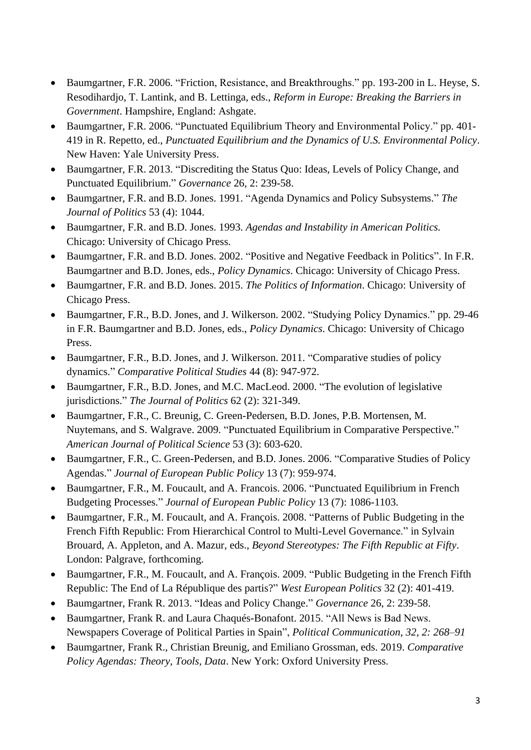- Baumgartner, F.R. 2006. "Friction, Resistance, and Breakthroughs." pp. 193-200 in L. Heyse, S. Resodihardjo, T. Lantink, and B. Lettinga, eds., *Reform in Europe: Breaking the Barriers in Government*. Hampshire, England: Ashgate.
- Baumgartner, F.R. 2006. "Punctuated Equilibrium Theory and Environmental Policy." pp. 401-419 in R. Repetto, ed., *Punctuated Equilibrium and the Dynamics of U.S. Environmental Policy*. New Haven: Yale University Press.
- Baumgartner, F.R. 2013. "Discrediting the Status Quo: Ideas, Levels of Policy Change, and Punctuated Equilibrium." *Governance* 26, 2: 239-58.
- Baumgartner, F.R. and B.D. Jones. 1991. "Agenda Dynamics and Policy Subsystems." *The Journal of Politics* 53 (4): 1044.
- Baumgartner, F.R. and B.D. Jones. 1993. *Agendas and Instability in American Politics.* Chicago: University of Chicago Press.
- Baumgartner, F.R. and B.D. Jones. 2002. "Positive and Negative Feedback in Politics". In F.R. Baumgartner and B.D. Jones, eds., *Policy Dynamics*. Chicago: University of Chicago Press.
- Baumgartner, F.R. and B.D. Jones. 2015. *The Politics of Information*. Chicago: University of Chicago Press.
- Baumgartner, F.R., B.D. Jones, and J. Wilkerson. 2002. "Studying Policy Dynamics." pp. 29-46 in F.R. Baumgartner and B.D. Jones, eds., *Policy Dynamics*. Chicago: University of Chicago Press.
- Baumgartner, F.R., B.D. Jones, and J. Wilkerson. 2011. "Comparative studies of policy dynamics." *Comparative Political Studies* 44 (8): 947-972.
- Baumgartner, F.R., B.D. Jones, and M.C. MacLeod. 2000. "The evolution of legislative jurisdictions." *The Journal of Politics* 62 (2): 321-349.
- Baumgartner, F.R., C. Breunig, C. Green-Pedersen, B.D. Jones, P.B. Mortensen, M. Nuytemans, and S. Walgrave. 2009. "Punctuated Equilibrium in Comparative Perspective." *American Journal of Political Science* 53 (3): 603-620.
- Baumgartner, F.R., C. Green-Pedersen, and B.D. Jones. 2006. "Comparative Studies of Policy Agendas." *Journal of European Public Policy* 13 (7): 959-974.
- Baumgartner, F.R., M. Foucault, and A. Francois. 2006. "Punctuated Equilibrium in French Budgeting Processes." *Journal of European Public Policy* 13 (7): 1086-1103.
- Baumgartner, F.R., M. Foucault, and A. François. 2008. "Patterns of Public Budgeting in the French Fifth Republic: From Hierarchical Control to Multi-Level Governance." in Sylvain Brouard, A. Appleton, and A. Mazur, eds., *Beyond Stereotypes: The Fifth Republic at Fifty*. London: Palgrave, forthcoming.
- Baumgartner, F.R., M. Foucault, and A. François. 2009. "Public Budgeting in the French Fifth Republic: The End of La République des partis?" *West European Politics* 32 (2): 401-419.
- Baumgartner, Frank R. 2013. "Ideas and Policy Change." *Governance* 26, 2: 239-58.
- Baumgartner, Frank R. and Laura Chaqués-Bonafont. 2015. "All News is Bad News. Newspapers Coverage of Political Parties in Spain", *Political Communication*, *32, 2: 268–91*
- Baumgartner, Frank R., Christian Breunig, and Emiliano Grossman, eds. 2019. *Comparative Policy Agendas: Theory, Tools, Data*. New York: Oxford University Press.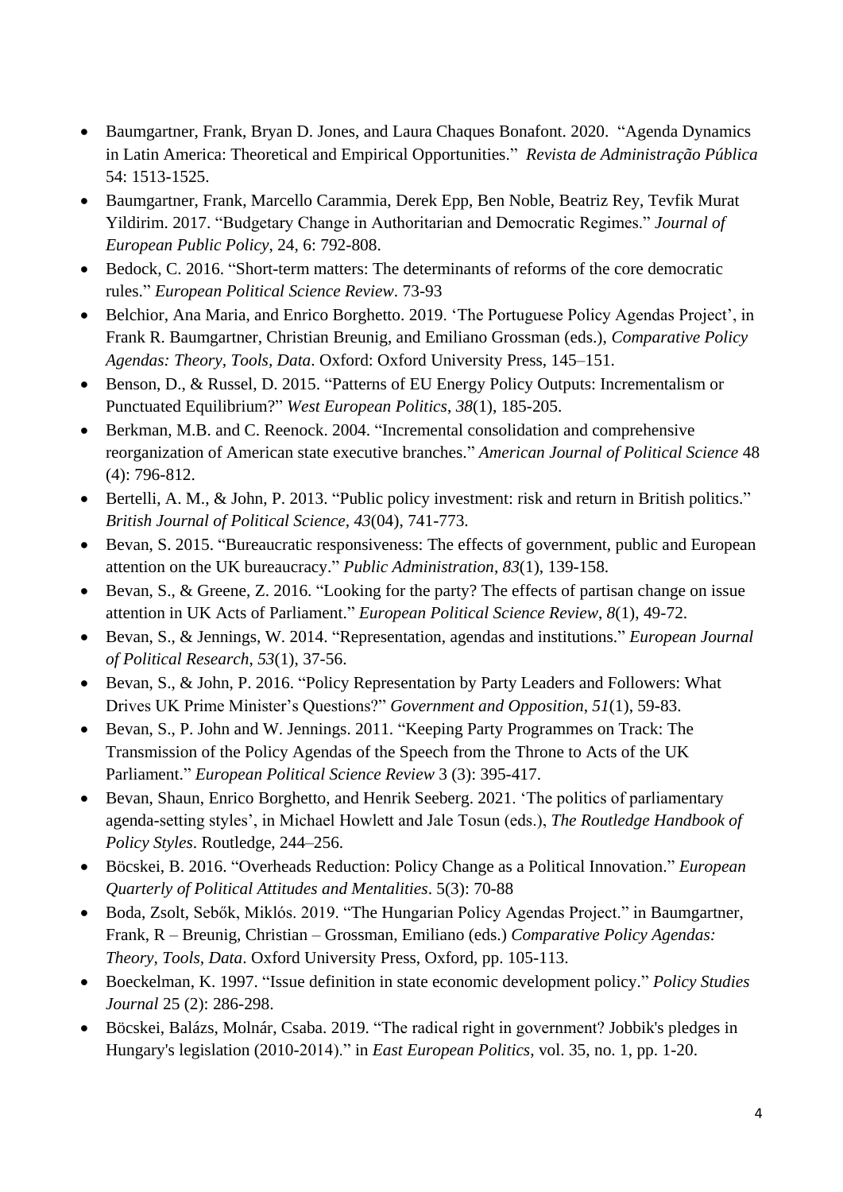- Baumgartner, Frank, Bryan D. Jones, and Laura Chaques Bonafont. 2020. "Agenda Dynamics in Latin America: Theoretical and Empirical Opportunities." *Revista de Administração Pública* 54: 1513-1525.
- Baumgartner, Frank, Marcello Carammia, Derek Epp, Ben Noble, Beatriz Rey, Tevfik Murat Yildirim. 2017. "Budgetary Change in Authoritarian and Democratic Regimes." *Journal of European Public Policy*, 24, 6: 792-808.
- Bedock, C. 2016. "Short-term matters: The determinants of reforms of the core democratic rules." *European Political Science Review*. 73-93
- Belchior, Ana Maria, and Enrico Borghetto. 2019. 'The Portuguese Policy Agendas Project', in Frank R. Baumgartner, Christian Breunig, and Emiliano Grossman (eds.), *Comparative Policy Agendas: Theory, Tools, Data*. Oxford: Oxford University Press, 145–151.
- Benson, D., & Russel, D. 2015. "Patterns of EU Energy Policy Outputs: Incrementalism or Punctuated Equilibrium?" *West European Politics*, *38*(1), 185-205.
- Berkman, M.B. and C. Reenock. 2004. "Incremental consolidation and comprehensive reorganization of American state executive branches." *American Journal of Political Science* 48 (4): 796-812.
- Bertelli, A. M., & John, P. 2013. "Public policy investment: risk and return in British politics." *British Journal of Political Science*, *43*(04), 741-773.
- Bevan, S. 2015. "Bureaucratic responsiveness: The effects of government, public and European attention on the UK bureaucracy." *Public Administration*, *83*(1), 139-158.
- Bevan, S., & Greene, Z. 2016. "Looking for the party? The effects of partisan change on issue attention in UK Acts of Parliament." *European Political Science Review*, *8*(1), 49-72.
- Bevan, S., & Jennings, W. 2014. "Representation, agendas and institutions." *European Journal of Political Research*, *53*(1), 37-56.
- Bevan, S., & John, P. 2016. "Policy Representation by Party Leaders and Followers: What Drives UK Prime Minister's Questions?" *Government and Opposition*, *51*(1), 59-83.
- Bevan, S., P. John and W. Jennings. 2011. "Keeping Party Programmes on Track: The Transmission of the Policy Agendas of the Speech from the Throne to Acts of the UK Parliament." *European Political Science Review* 3 (3): 395-417.
- Bevan, Shaun, Enrico Borghetto, and Henrik Seeberg. 2021. 'The politics of parliamentary agenda-setting styles', in Michael Howlett and Jale Tosun (eds.), *The Routledge Handbook of Policy Styles*. Routledge, 244–256.
- Böcskei, B. 2016. "Overheads Reduction: Policy Change as a Political Innovation." *European Quarterly of Political Attitudes and Mentalities*. 5(3): 70-88
- Boda, Zsolt, Sebők, Miklós. 2019. "The Hungarian Policy Agendas Project." in Baumgartner, Frank, R – Breunig, Christian – Grossman, Emiliano (eds.) *Comparative Policy Agendas: Theory, Tools, Data*. Oxford University Press, Oxford, pp. 105-113.
- Boeckelman, K. 1997. "Issue definition in state economic development policy." *Policy Studies Journal* 25 (2): 286-298.
- Böcskei, Balázs, Molnár, Csaba. 2019. "The radical right in government? Jobbik's pledges in Hungary's legislation (2010-2014)." in *East European Politics*, vol. 35, no. 1, pp. 1-20.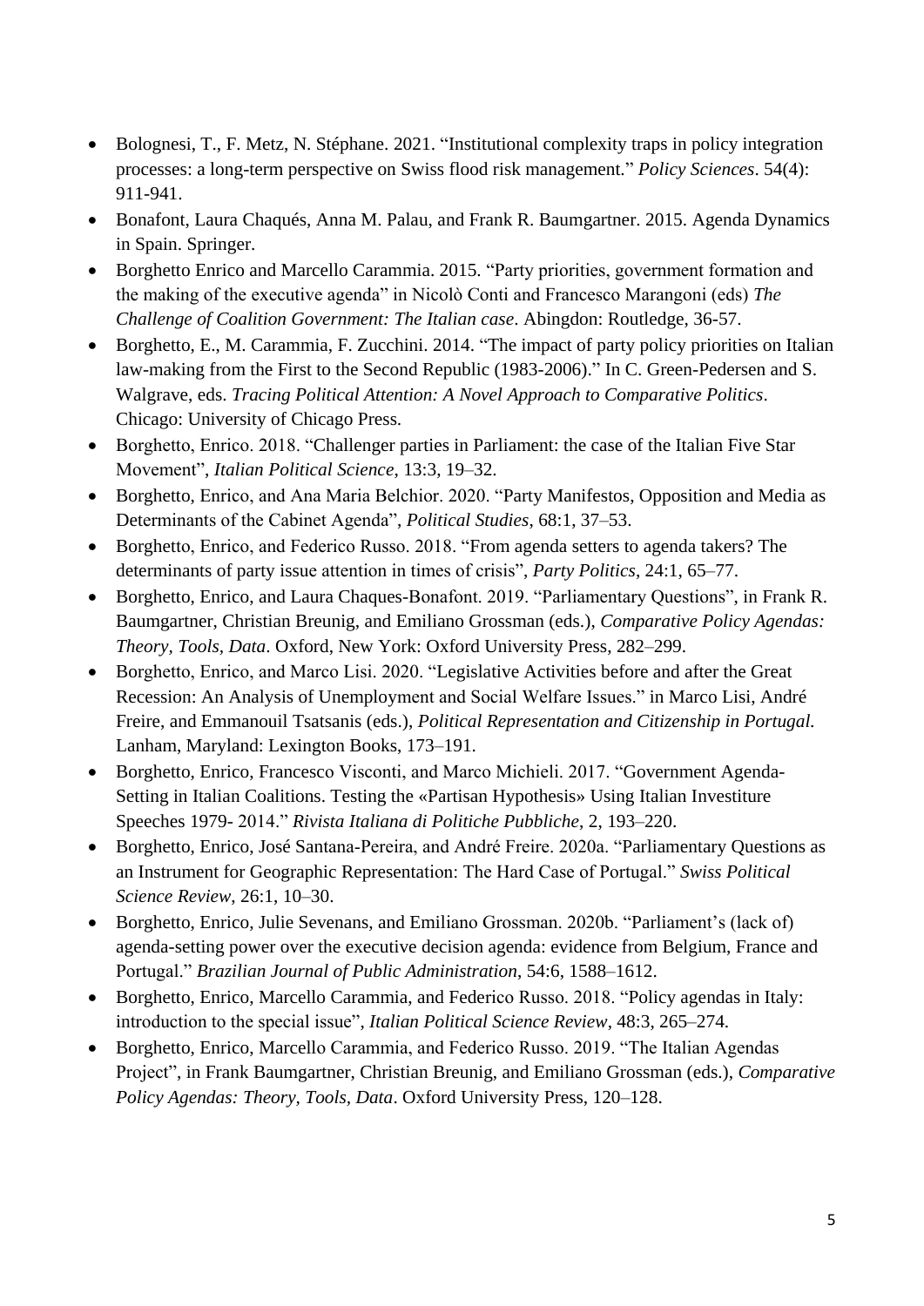- Bolognesi, T., F. Metz, N. Stéphane. 2021. "Institutional complexity traps in policy integration processes: a long-term perspective on Swiss flood risk management." *Policy Sciences*. 54(4): 911-941.
- Bonafont, Laura Chaqués, Anna M. Palau, and Frank R. Baumgartner. 2015. Agenda Dynamics in Spain. Springer.
- Borghetto Enrico and Marcello Carammia. 2015. "Party priorities, government formation and the making of the executive agenda" in Nicolò Conti and Francesco Marangoni (eds) *The Challenge of Coalition Government: The Italian case*. Abingdon: Routledge, 36-57.
- Borghetto, E., M. Carammia, F. Zucchini. 2014. "The impact of party policy priorities on Italian law-making from the First to the Second Republic (1983-2006)." In C. Green-Pedersen and S. Walgrave, eds. *Tracing Political Attention: A Novel Approach to Comparative Politics*. Chicago: University of Chicago Press.
- Borghetto, Enrico. 2018. "Challenger parties in Parliament: the case of the Italian Five Star Movement", *Italian Political Science*, 13:3, 19–32.
- Borghetto, Enrico, and Ana Maria Belchior. 2020. "Party Manifestos, Opposition and Media as Determinants of the Cabinet Agenda", *Political Studies*, 68:1, 37–53.
- Borghetto, Enrico, and Federico Russo. 2018. "From agenda setters to agenda takers? The determinants of party issue attention in times of crisis", *Party Politics*, 24:1, 65–77.
- Borghetto, Enrico, and Laura Chaques-Bonafont. 2019. "Parliamentary Questions", in Frank R. Baumgartner, Christian Breunig, and Emiliano Grossman (eds.), *Comparative Policy Agendas: Theory, Tools, Data*. Oxford, New York: Oxford University Press, 282–299.
- Borghetto, Enrico, and Marco Lisi. 2020. "Legislative Activities before and after the Great Recession: An Analysis of Unemployment and Social Welfare Issues." in Marco Lisi, André Freire, and Emmanouil Tsatsanis (eds.), *Political Representation and Citizenship in Portugal.* Lanham, Maryland: Lexington Books, 173–191.
- Borghetto, Enrico, Francesco Visconti, and Marco Michieli. 2017. "Government Agenda-Setting in Italian Coalitions. Testing the «Partisan Hypothesis» Using Italian Investiture Speeches 1979- 2014." *Rivista Italiana di Politiche Pubbliche*, 2, 193–220.
- Borghetto, Enrico, José Santana-Pereira, and André Freire. 2020a. "Parliamentary Questions as an Instrument for Geographic Representation: The Hard Case of Portugal." *Swiss Political Science Review*, 26:1, 10–30.
- Borghetto, Enrico, Julie Sevenans, and Emiliano Grossman. 2020b. "Parliament's (lack of) agenda-setting power over the executive decision agenda: evidence from Belgium, France and Portugal." *Brazilian Journal of Public Administration*, 54:6, 1588–1612.
- Borghetto, Enrico, Marcello Carammia, and Federico Russo. 2018. "Policy agendas in Italy: introduction to the special issue", *Italian Political Science Review*, 48:3, 265–274.
- Borghetto, Enrico, Marcello Carammia, and Federico Russo. 2019. "The Italian Agendas Project", in Frank Baumgartner, Christian Breunig, and Emiliano Grossman (eds.), *Comparative Policy Agendas: Theory, Tools, Data*. Oxford University Press, 120–128.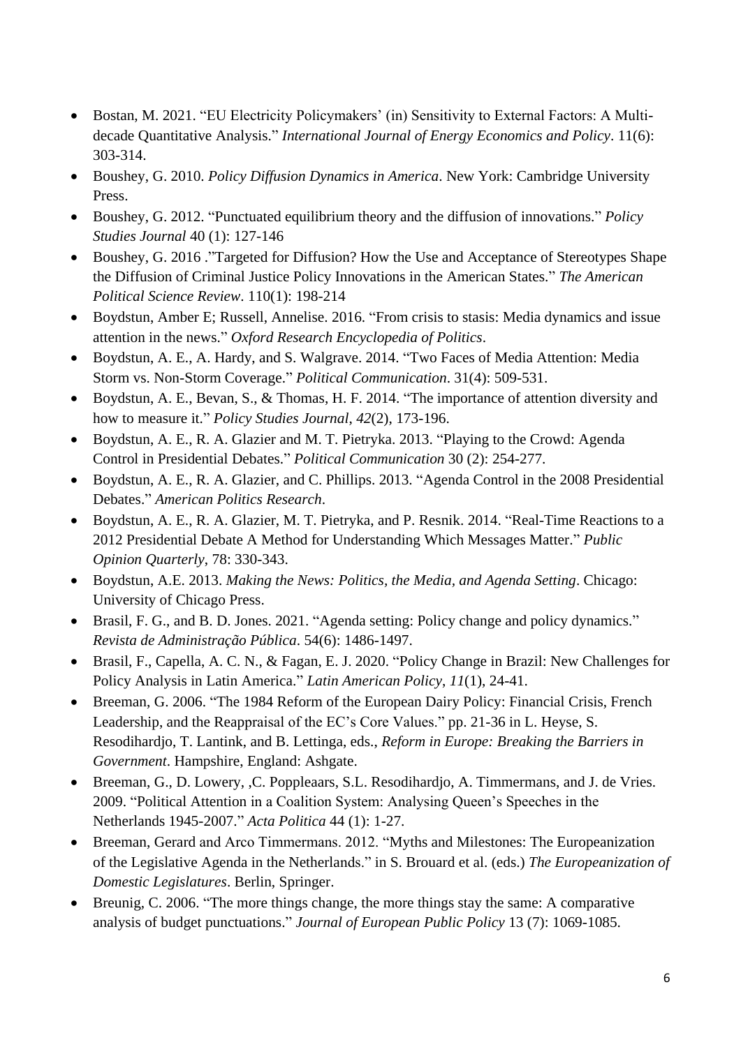- Bostan, M. 2021. "EU Electricity Policymakers' (in) Sensitivity to External Factors: A Multi-decade Quantitative Analysis." *International Journal of Energy Economics and Policy*. 11(6): 303-314.
- Boushey, G. 2010. *Policy Diffusion Dynamics in America*. New York: Cambridge University Press.
- Boushey, G. 2012. "Punctuated equilibrium theory and the diffusion of innovations." *Policy Studies Journal* 40 (1): 127-146
- Boushey, G. 2016 ."Targeted for Diffusion? How the Use and Acceptance of Stereotypes Shape the Diffusion of Criminal Justice Policy Innovations in the American States." *The American Political Science Review*. 110(1): 198-214
- Boydstun, Amber E; Russell, Annelise. 2016. "From crisis to stasis: Media dynamics and issue attention in the news." *Oxford Research Encyclopedia of Politics*.
- Boydstun, A. E., A. Hardy, and S. Walgrave. 2014. "Two Faces of Media Attention: Media Storm vs. Non-Storm Coverage." *Political Communication*. 31(4): 509-531.
- Boydstun, A. E., Bevan, S., & Thomas, H. F. 2014. "The importance of attention diversity and how to measure it." *Policy Studies Journal*, *42*(2), 173-196.
- Boydstun, A. E., R. A. Glazier and M. T. Pietryka. 2013. "Playing to the Crowd: Agenda Control in Presidential Debates." *Political Communication* 30 (2): 254-277.
- Boydstun, A. E., R. A. Glazier, and C. Phillips. 2013. "Agenda Control in the 2008 Presidential Debates." *American Politics Research*.
- Boydstun, A. E., R. A. Glazier, M. T. Pietryka, and P. Resnik. 2014. "Real-Time Reactions to a 2012 Presidential Debate A Method for Understanding Which Messages Matter." *Public Opinion Quarterly*, 78: 330-343.
- Boydstun, A.E. 2013. *Making the News: Politics, the Media, and Agenda Setting*. Chicago: University of Chicago Press.
- Brasil, F. G., and B. D. Jones. 2021. "Agenda setting: Policy change and policy dynamics." *Revista de Administração Pública*. 54(6): 1486-1497.
- Brasil, F., Capella, A. C. N., & Fagan, E. J. 2020. "Policy Change in Brazil: New Challenges for Policy Analysis in Latin America." *Latin American Policy*, *11*(1), 24-41.
- Breeman, G. 2006. "The 1984 Reform of the European Dairy Policy: Financial Crisis, French Leadership, and the Reappraisal of the EC's Core Values." pp. 21-36 in L. Heyse, S. Resodihardjo, T. Lantink, and B. Lettinga, eds., *Reform in Europe: Breaking the Barriers in Government*. Hampshire, England: Ashgate.
- Breeman, G., D. Lowery, ,C. Poppleaars, S.L. Resodihardjo, A. Timmermans, and J. de Vries. 2009. "Political Attention in a Coalition System: Analysing Queen's Speeches in the Netherlands 1945-2007." *Acta Politica* 44 (1): 1-27.
- Breeman, Gerard and Arco Timmermans. 2012. "Myths and Milestones: The Europeanization of the Legislative Agenda in the Netherlands." in S. Brouard et al. (eds.) *The Europeanization of Domestic Legislatures*. Berlin, Springer.
- Breunig, C. 2006. "The more things change, the more things stay the same: A comparative analysis of budget punctuations." *Journal of European Public Policy* 13 (7): 1069-1085.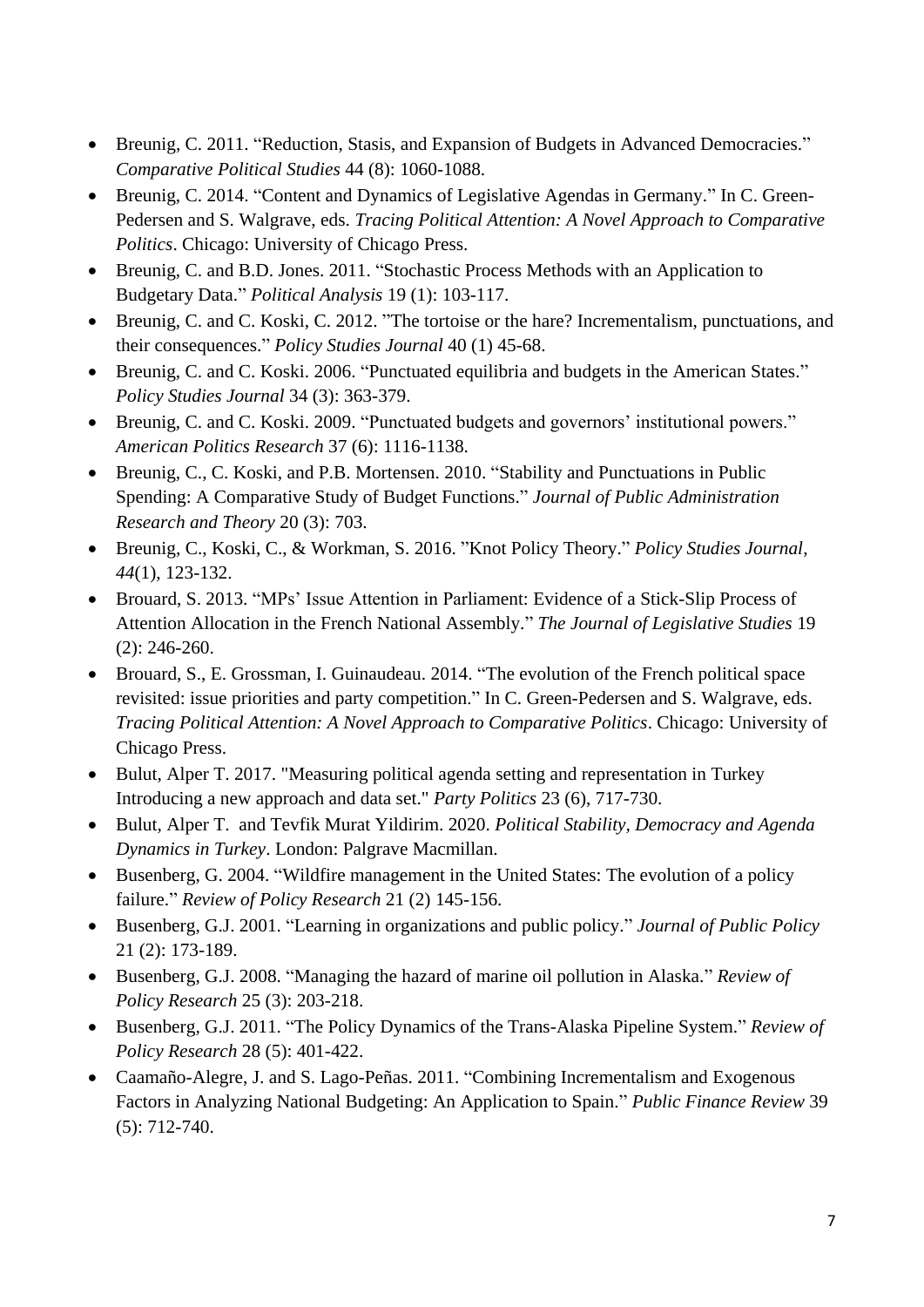- Breunig, C. 2011. “Reduction, Stasis, and Expansion of Budgets in Advanced Democracies.” *Comparative Political Studies* 44 (8): 1060-1088.
- Breunig, C. 2014. “Content and Dynamics of Legislative Agendas in Germany.” In C. Green-Pedersen and S. Walgrave, eds. *Tracing Political Attention: A Novel Approach to Comparative Politics*. Chicago: University of Chicago Press.
- Breunig, C. and B.D. Jones. 2011. “Stochastic Process Methods with an Application to Budgetary Data.” *Political Analysis* 19 (1): 103-117.
- Breunig, C. and C. Koski, C. 2012. ”The tortoise or the hare? Incrementalism, punctuations, and their consequences.” *Policy Studies Journal* 40 (1) 45-68.
- Breunig, C. and C. Koski. 2006. “Punctuated equilibria and budgets in the American States.” *Policy Studies Journal* 34 (3): 363-379.
- Breunig, C. and C. Koski. 2009. “Punctuated budgets and governors’ institutional powers.” *American Politics Research* 37 (6): 1116-1138.
- Breunig, C., C. Koski, and P.B. Mortensen. 2010. “Stability and Punctuations in Public Spending: A Comparative Study of Budget Functions.” *Journal of Public Administration Research and Theory* 20 (3): 703.
- Breunig, C., Koski, C., & Workman, S. 2016. ”Knot Policy Theory.” *Policy Studies Journal*, *44*(1), 123-132.
- Brouard, S. 2013. “MPs’ Issue Attention in Parliament: Evidence of a Stick-Slip Process of Attention Allocation in the French National Assembly.” *The Journal of Legislative Studies* 19 (2): 246-260.
- Brouard, S., E. Grossman, I. Guinaudeau. 2014. “The evolution of the French political space revisited: issue priorities and party competition.” In C. Green-Pedersen and S. Walgrave, eds. *Tracing Political Attention: A Novel Approach to Comparative Politics*. Chicago: University of Chicago Press.
- Bulut, Alper T. 2017. "Measuring political agenda setting and representation in Turkey Introducing a new approach and data set." *Party Politics* 23 (6), 717-730.
- Bulut, Alper T. and Tevfik Murat Yildirim. 2020. *Political Stability, Democracy and Agenda Dynamics in Turkey*. London: Palgrave Macmillan.
- Busenberg, G. 2004. “Wildfire management in the United States: The evolution of a policy failure.” *Review of Policy Research* 21 (2) 145-156.
- Busenberg, G.J. 2001. “Learning in organizations and public policy.” *Journal of Public Policy* 21 (2): 173-189.
- Busenberg, G.J. 2008. “Managing the hazard of marine oil pollution in Alaska.” *Review of Policy Research* 25 (3): 203-218.
- Busenberg, G.J. 2011. “The Policy Dynamics of the Trans-Alaska Pipeline System.” *Review of Policy Research* 28 (5): 401-422.
- Caamaño-Alegre, J. and S. Lago-Peñas. 2011. “Combining Incrementalism and Exogenous Factors in Analyzing National Budgeting: An Application to Spain.” *Public Finance Review* 39 (5): 712-740.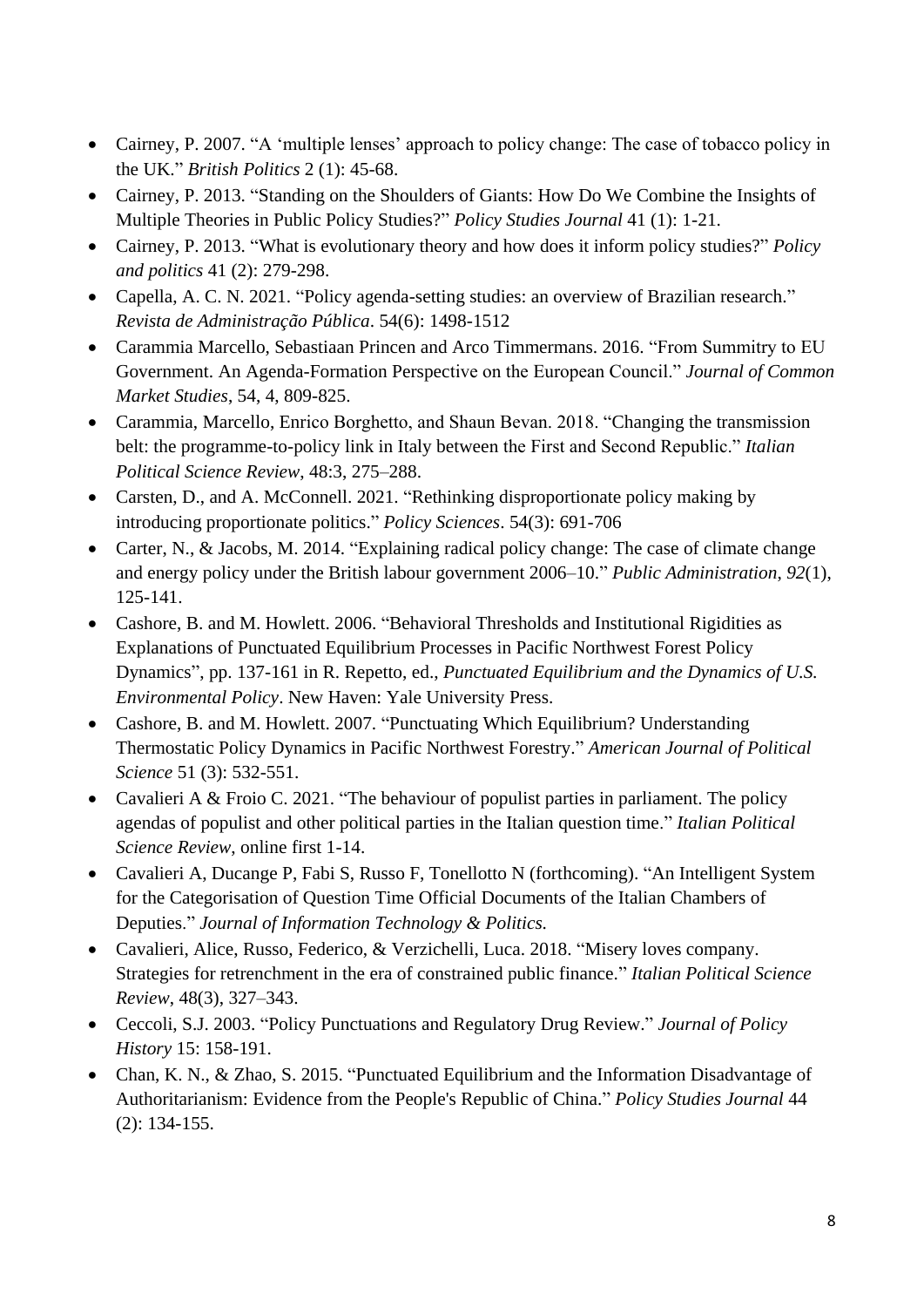- Cairney, P. 2007. “A ‘multiple lenses’ approach to policy change: The case of tobacco policy in the UK.” *British Politics* 2 (1): 45-68.
- Cairney, P. 2013. “Standing on the Shoulders of Giants: How Do We Combine the Insights of Multiple Theories in Public Policy Studies?” *Policy Studies Journal* 41 (1): 1-21.
- Cairney, P. 2013. “What is evolutionary theory and how does it inform policy studies?” *Policy and politics* 41 (2): 279-298.
- Capella, A. C. N. 2021. “Policy agenda-setting studies: an overview of Brazilian research.” *Revista de Administração Pública*. 54(6): 1498-1512
- Carammia Marcello, Sebastiaan Princen and Arco Timmermans. 2016. “From Summitry to EU Government. An Agenda-Formation Perspective on the European Council.” *Journal of Common Market Studies*, 54, 4, 809-825.
- Carammia, Marcello, Enrico Borghetto, and Shaun Bevan. 2018. “Changing the transmission belt: the programme-to-policy link in Italy between the First and Second Republic.” *Italian Political Science Review*, 48:3, 275–288.
- Carsten, D., and A. McConnell. 2021. “Rethinking disproportionate policy making by introducing proportionate politics.” *Policy Sciences*. 54(3): 691-706
- Carter, N., & Jacobs, M. 2014. “Explaining radical policy change: The case of climate change and energy policy under the British labour government 2006–10.” *Public Administration*, *92*(1), 125-141.
- Cashore, B. and M. Howlett. 2006. “Behavioral Thresholds and Institutional Rigidities as Explanations of Punctuated Equilibrium Processes in Pacific Northwest Forest Policy Dynamics”, pp. 137-161 in R. Repetto, ed., *Punctuated Equilibrium and the Dynamics of U.S. Environmental Policy*. New Haven: Yale University Press.
- Cashore, B. and M. Howlett. 2007. “Punctuating Which Equilibrium? Understanding Thermostatic Policy Dynamics in Pacific Northwest Forestry.” *American Journal of Political Science* 51 (3): 532-551.
- Cavalieri A & Froio C. 2021. “The behaviour of populist parties in parliament. The policy agendas of populist and other political parties in the Italian question time.” *Italian Political Science Review*, online first 1-14.
- Cavalieri A, Ducange P, Fabi S, Russo F, Tonellotto N (forthcoming). “An Intelligent System for the Categorisation of Question Time Official Documents of the Italian Chambers of Deputies.” *Journal of Information Technology & Politics.*
- Cavalieri, Alice, Russo, Federico, & Verzichelli, Luca. 2018. “Misery loves company. Strategies for retrenchment in the era of constrained public finance.” *Italian Political Science Review*, 48(3), 327–343.
- Ceccoli, S.J. 2003. “Policy Punctuations and Regulatory Drug Review.” *Journal of Policy History* 15: 158-191.
- Chan, K. N., & Zhao, S. 2015. “Punctuated Equilibrium and the Information Disadvantage of Authoritarianism: Evidence from the People's Republic of China.” *Policy Studies Journal* 44 (2): 134-155.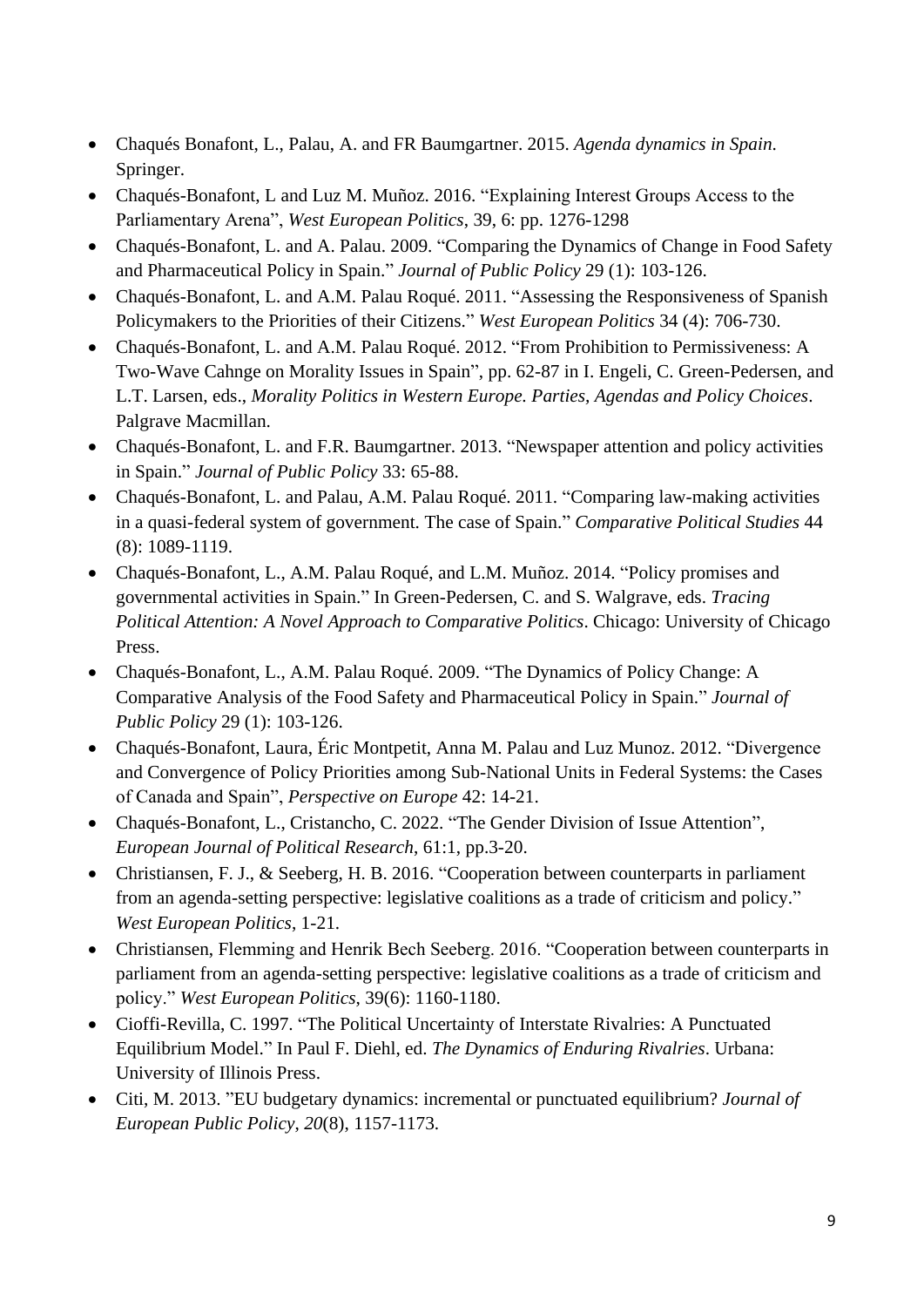- Chaqués Bonafont, L., Palau, A. and FR Baumgartner. 2015. *Agenda dynamics in Spain*. Springer.
- Chaqués-Bonafont, L and Luz M. Muñoz. 2016. "Explaining Interest Groups Access to the Parliamentary Arena", *West European Politics*, 39, 6: pp. 1276-1298
- Chaqués-Bonafont, L. and A. Palau. 2009. "Comparing the Dynamics of Change in Food Safety and Pharmaceutical Policy in Spain." *Journal of Public Policy* 29 (1): 103-126.
- Chaqués-Bonafont, L. and A.M. Palau Roqué. 2011. "Assessing the Responsiveness of Spanish Policymakers to the Priorities of their Citizens." *West European Politics* 34 (4): 706-730.
- Chaqués-Bonafont, L. and A.M. Palau Roqué. 2012. "From Prohibition to Permissiveness: A Two-Wave Cahnge on Morality Issues in Spain", pp. 62-87 in I. Engeli, C. Green-Pedersen, and L.T. Larsen, eds., *Morality Politics in Western Europe. Parties, Agendas and Policy Choices*. Palgrave Macmillan.
- Chaqués-Bonafont, L. and F.R. Baumgartner. 2013. "Newspaper attention and policy activities in Spain." *Journal of Public Policy* 33: 65-88.
- Chaqués-Bonafont, L. and Palau, A.M. Palau Roqué. 2011. "Comparing law-making activities in a quasi-federal system of government. The case of Spain." *Comparative Political Studies* 44 (8): 1089-1119.
- Chaqués-Bonafont, L., A.M. Palau Roqué, and L.M. Muñoz. 2014. "Policy promises and governmental activities in Spain." In Green-Pedersen, C. and S. Walgrave, eds. *Tracing Political Attention: A Novel Approach to Comparative Politics*. Chicago: University of Chicago Press.
- Chaqués-Bonafont, L., A.M. Palau Roqué. 2009. "The Dynamics of Policy Change: A Comparative Analysis of the Food Safety and Pharmaceutical Policy in Spain." *Journal of Public Policy* 29 (1): 103-126.
- Chaqués-Bonafont, Laura, Éric Montpetit, Anna M. Palau and Luz Munoz. 2012. "Divergence and Convergence of Policy Priorities among Sub-National Units in Federal Systems: the Cases of Canada and Spain", *Perspective on Europe* 42: 14-21.
- Chaqués-Bonafont, L., Cristancho, C. 2022. "The Gender Division of Issue Attention", *European Journal of Political Research*, 61:1, pp.3-20.
- Christiansen, F. J., & Seeberg, H. B. 2016. "Cooperation between counterparts in parliament from an agenda-setting perspective: legislative coalitions as a trade of criticism and policy." *West European Politics*, 1-21.
- Christiansen, Flemming and Henrik Bech Seeberg. 2016. "Cooperation between counterparts in parliament from an agenda-setting perspective: legislative coalitions as a trade of criticism and policy." *West European Politics*, 39(6): 1160-1180.
- Cioffi-Revilla, C. 1997. "The Political Uncertainty of Interstate Rivalries: A Punctuated Equilibrium Model." In Paul F. Diehl, ed. *The Dynamics of Enduring Rivalries*. Urbana: University of Illinois Press.
- Citi, M. 2013. "EU budgetary dynamics: incremental or punctuated equilibrium? *Journal of European Public Policy*, *20*(8), 1157-1173.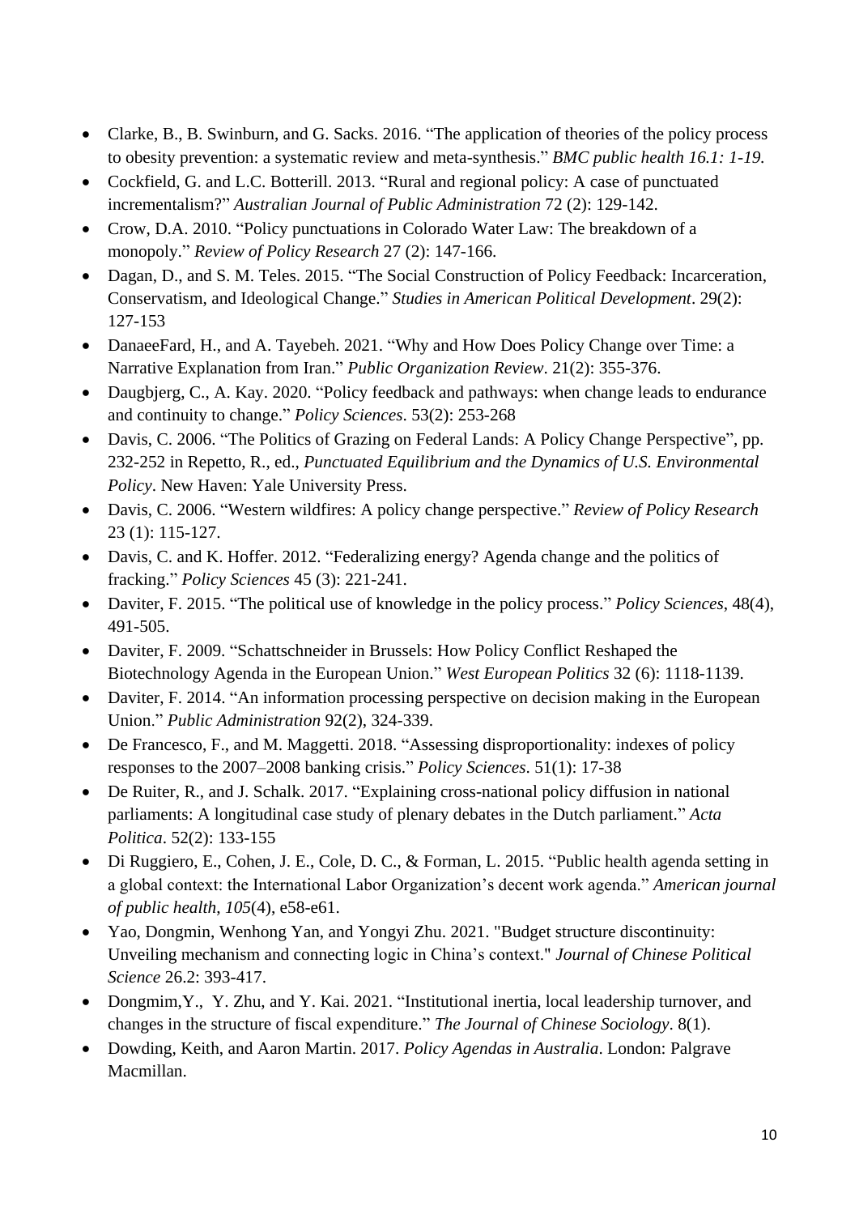- Clarke, B., B. Swinburn, and G. Sacks. 2016. "The application of theories of the policy process to obesity prevention: a systematic review and meta-synthesis." *BMC public health 16.1: 1-19.*
- Cockfield, G. and L.C. Botterill. 2013. "Rural and regional policy: A case of punctuated incrementalism?" *Australian Journal of Public Administration* 72 (2): 129-142.
- Crow, D.A. 2010. "Policy punctuations in Colorado Water Law: The breakdown of a monopoly." *Review of Policy Research* 27 (2): 147-166.
- Dagan, D., and S. M. Teles. 2015. "The Social Construction of Policy Feedback: Incarceration, Conservatism, and Ideological Change." *Studies in American Political Development*. 29(2): 127-153
- DanaeeFard, H., and A. Tayebeh. 2021. "Why and How Does Policy Change over Time: a Narrative Explanation from Iran." *Public Organization Review*. 21(2): 355-376.
- Daugbjerg, C., A. Kay. 2020. "Policy feedback and pathways: when change leads to endurance and continuity to change." *Policy Sciences*. 53(2): 253-268
- Davis, C. 2006. "The Politics of Grazing on Federal Lands: A Policy Change Perspective", pp. 232-252 in Repetto, R., ed., *Punctuated Equilibrium and the Dynamics of U.S. Environmental Policy*. New Haven: Yale University Press.
- Davis, C. 2006. "Western wildfires: A policy change perspective." *Review of Policy Research* 23 (1): 115-127.
- Davis, C. and K. Hoffer. 2012. "Federalizing energy? Agenda change and the politics of fracking." *Policy Sciences* 45 (3): 221-241.
- Daviter, F. 2015. "The political use of knowledge in the policy process." *Policy Sciences*, 48(4), 491-505.
- Daviter, F. 2009. "Schattschneider in Brussels: How Policy Conflict Reshaped the Biotechnology Agenda in the European Union." *West European Politics* 32 (6): 1118-1139.
- Daviter, F. 2014. "An information processing perspective on decision making in the European Union." *Public Administration* 92(2), 324-339.
- De Francesco, F., and M. Maggetti. 2018. "Assessing disproportionality: indexes of policy responses to the 2007–2008 banking crisis." *Policy Sciences*. 51(1): 17-38
- De Ruiter, R., and J. Schalk. 2017. "Explaining cross-national policy diffusion in national parliaments: A longitudinal case study of plenary debates in the Dutch parliament." *Acta Politica*. 52(2): 133-155
- Di Ruggiero, E., Cohen, J. E., Cole, D. C., & Forman, L. 2015. "Public health agenda setting in a global context: the International Labor Organization's decent work agenda." *American journal of public health*, *105*(4), e58-e61.
- Yao, Dongmin, Wenhong Yan, and Yongyi Zhu. 2021. "Budget structure discontinuity: Unveiling mechanism and connecting logic in China's context." *Journal of Chinese Political Science* 26.2: 393-417.
- Dongmim,Y., Y. Zhu, and Y. Kai. 2021. "Institutional inertia, local leadership turnover, and changes in the structure of fiscal expenditure." *The Journal of Chinese Sociology*. 8(1).
- Dowding, Keith, and Aaron Martin. 2017. *Policy Agendas in Australia*. London: Palgrave Macmillan.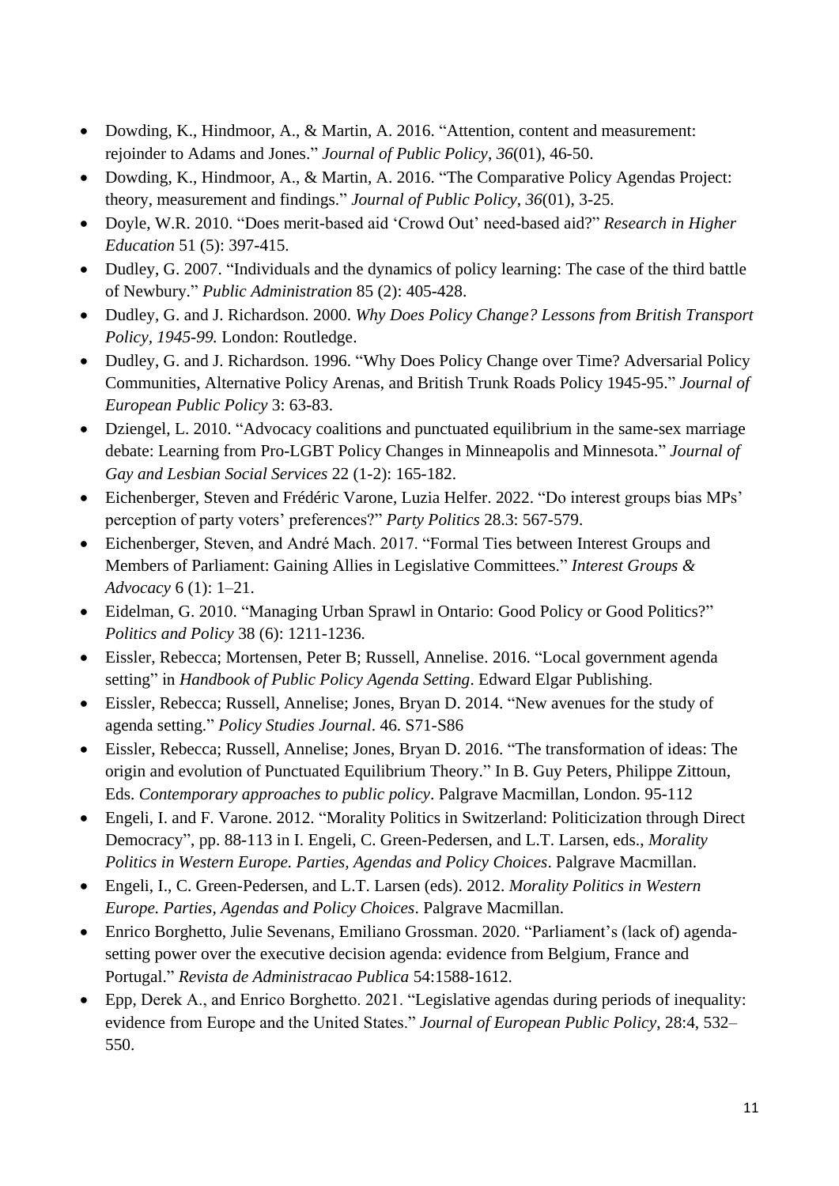- Dowding, K., Hindmoor, A., & Martin, A. 2016. "Attention, content and measurement: rejoinder to Adams and Jones." *Journal of Public Policy*, *36*(01), 46-50.
- Dowding, K., Hindmoor, A., & Martin, A. 2016. "The Comparative Policy Agendas Project: theory, measurement and findings." *Journal of Public Policy*, *36*(01), 3-25.
- Doyle, W.R. 2010. "Does merit-based aid 'Crowd Out' need-based aid?" *Research in Higher Education* 51 (5): 397-415.
- Dudley, G. 2007. "Individuals and the dynamics of policy learning: The case of the third battle of Newbury." *Public Administration* 85 (2): 405-428.
- Dudley, G. and J. Richardson. 2000. *Why Does Policy Change? Lessons from British Transport Policy, 1945-99.* London: Routledge.
- Dudley, G. and J. Richardson. 1996. "Why Does Policy Change over Time? Adversarial Policy Communities, Alternative Policy Arenas, and British Trunk Roads Policy 1945-95." *Journal of European Public Policy* 3: 63-83.
- Dziengel, L. 2010. "Advocacy coalitions and punctuated equilibrium in the same-sex marriage debate: Learning from Pro-LGBT Policy Changes in Minneapolis and Minnesota." *Journal of Gay and Lesbian Social Services* 22 (1-2): 165-182.
- Eichenberger, Steven and Frédéric Varone, Luzia Helfer. 2022. "Do interest groups bias MPs' perception of party voters' preferences?" *Party Politics* 28.3: 567-579.
- Eichenberger, Steven, and André Mach. 2017. "Formal Ties between Interest Groups and Members of Parliament: Gaining Allies in Legislative Committees." *Interest Groups & Advocacy* 6 (1): 1–21.
- Eidelman, G. 2010. "Managing Urban Sprawl in Ontario: Good Policy or Good Politics?" *Politics and Policy* 38 (6): 1211-1236.
- Eissler, Rebecca; Mortensen, Peter B; Russell, Annelise. 2016. "Local government agenda setting" in *Handbook of Public Policy Agenda Setting*. Edward Elgar Publishing.
- Eissler, Rebecca; Russell, Annelise; Jones, Bryan D. 2014. "New avenues for the study of agenda setting." *Policy Studies Journal*. 46. S71-S86
- Eissler, Rebecca; Russell, Annelise; Jones, Bryan D. 2016. "The transformation of ideas: The origin and evolution of Punctuated Equilibrium Theory." In B. Guy Peters, Philippe Zittoun, Eds. *Contemporary approaches to public policy*. Palgrave Macmillan, London. 95-112
- Engeli, I. and F. Varone. 2012. "Morality Politics in Switzerland: Politicization through Direct Democracy", pp. 88-113 in I. Engeli, C. Green-Pedersen, and L.T. Larsen, eds., *Morality Politics in Western Europe. Parties, Agendas and Policy Choices*. Palgrave Macmillan.
- Engeli, I., C. Green-Pedersen, and L.T. Larsen (eds). 2012. *Morality Politics in Western Europe. Parties, Agendas and Policy Choices*. Palgrave Macmillan.
- Enrico Borghetto, Julie Sevenans, Emiliano Grossman. 2020. "Parliament's (lack of) agenda-setting power over the executive decision agenda: evidence from Belgium, France and Portugal." *Revista de Administracao Publica* 54:1588-1612.
- Epp, Derek A., and Enrico Borghetto. 2021. "Legislative agendas during periods of inequality: evidence from Europe and the United States." *Journal of European Public Policy*, 28:4, 532–550.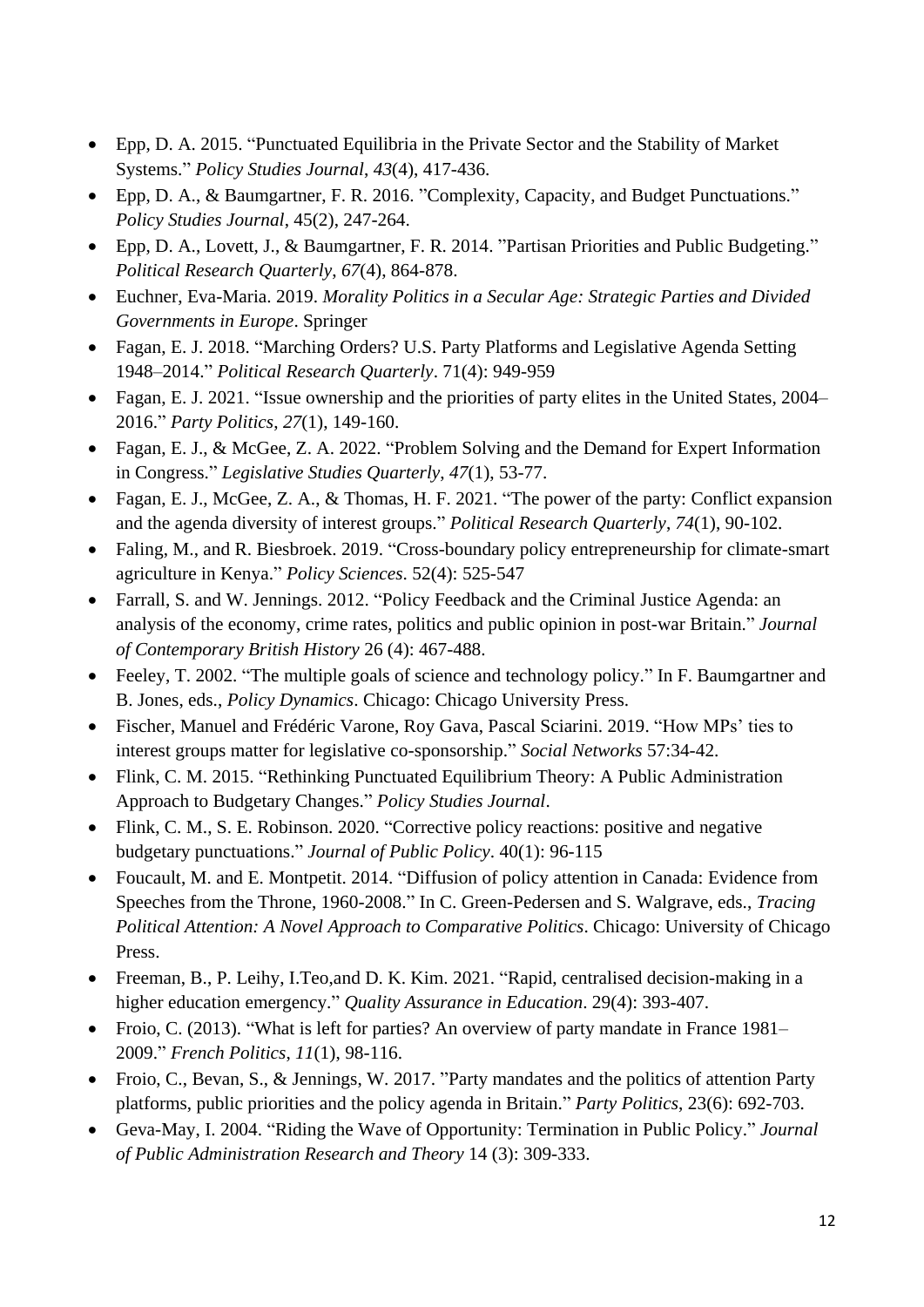- Epp, D. A. 2015. "Punctuated Equilibria in the Private Sector and the Stability of Market Systems." *Policy Studies Journal*, *43*(4), 417-436.
- Epp, D. A., & Baumgartner, F. R. 2016. "Complexity, Capacity, and Budget Punctuations." *Policy Studies Journal*, 45(2), 247-264.
- Epp, D. A., Lovett, J., & Baumgartner, F. R. 2014. "Partisan Priorities and Public Budgeting." *Political Research Quarterly*, *67*(4), 864-878.
- Euchner, Eva-Maria. 2019. *Morality Politics in a Secular Age: Strategic Parties and Divided Governments in Europe*. Springer
- Fagan, E. J. 2018. "Marching Orders? U.S. Party Platforms and Legislative Agenda Setting 1948–2014." *Political Research Quarterly*. 71(4): 949-959
- Fagan, E. J. 2021. "Issue ownership and the priorities of party elites in the United States, 2004–2016." *Party Politics*, *27*(1), 149-160.
- Fagan, E. J., & McGee, Z. A. 2022. "Problem Solving and the Demand for Expert Information in Congress." *Legislative Studies Quarterly*, *47*(1), 53-77.
- Fagan, E. J., McGee, Z. A., & Thomas, H. F. 2021. "The power of the party: Conflict expansion and the agenda diversity of interest groups." *Political Research Quarterly*, *74*(1), 90-102.
- Faling, M., and R. Biesbroek. 2019. "Cross-boundary policy entrepreneurship for climate-smart agriculture in Kenya." *Policy Sciences*. 52(4): 525-547
- Farrall, S. and W. Jennings. 2012. "Policy Feedback and the Criminal Justice Agenda: an analysis of the economy, crime rates, politics and public opinion in post-war Britain." *Journal of Contemporary British History* 26 (4): 467-488.
- Feeley, T. 2002. "The multiple goals of science and technology policy." In F. Baumgartner and B. Jones, eds., *Policy Dynamics*. Chicago: Chicago University Press.
- Fischer, Manuel and Frédéric Varone, Roy Gava, Pascal Sciarini. 2019. "How MPs' ties to interest groups matter for legislative co-sponsorship." *Social Networks* 57:34-42.
- Flink, C. M. 2015. "Rethinking Punctuated Equilibrium Theory: A Public Administration Approach to Budgetary Changes." *Policy Studies Journal*.
- Flink, C. M., S. E. Robinson. 2020. "Corrective policy reactions: positive and negative budgetary punctuations." *Journal of Public Policy*. 40(1): 96-115
- Foucault, M. and E. Montpetit. 2014. "Diffusion of policy attention in Canada: Evidence from Speeches from the Throne, 1960-2008." In C. Green-Pedersen and S. Walgrave, eds., *Tracing Political Attention: A Novel Approach to Comparative Politics*. Chicago: University of Chicago Press.
- Freeman, B., P. Leihy, I.Teo,and D. K. Kim. 2021. "Rapid, centralised decision-making in a higher education emergency." *Quality Assurance in Education*. 29(4): 393-407.
- Froio, C. (2013). "What is left for parties? An overview of party mandate in France 1981–2009." *French Politics*, *11*(1), 98-116.
- Froio, C., Bevan, S., & Jennings, W. 2017. "Party mandates and the politics of attention Party platforms, public priorities and the policy agenda in Britain." *Party Politics*, 23(6): 692-703.
- Geva-May, I. 2004. "Riding the Wave of Opportunity: Termination in Public Policy." *Journal of Public Administration Research and Theory* 14 (3): 309-333.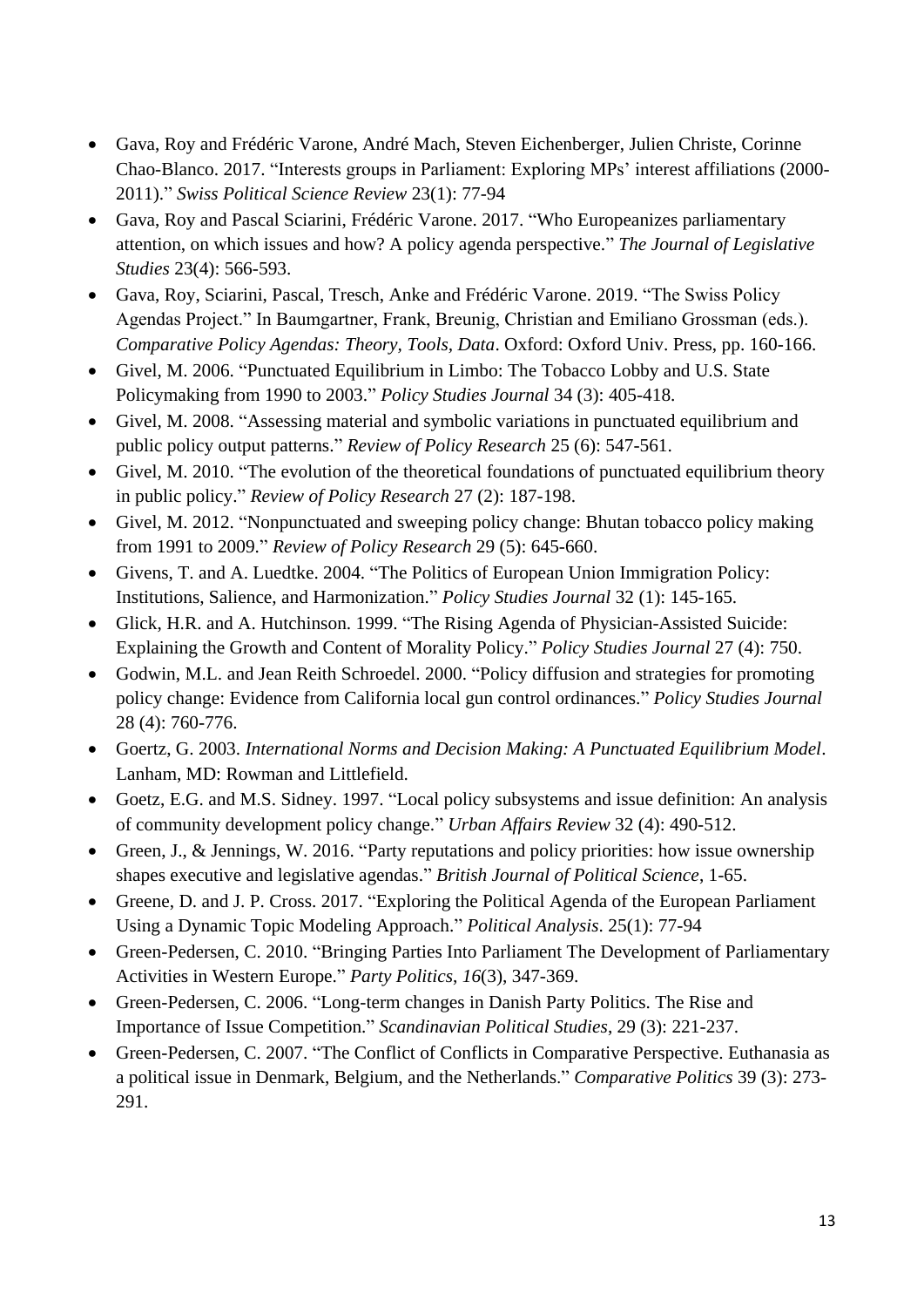- Gava, Roy and Frédéric Varone, André Mach, Steven Eichenberger, Julien Christe, Corinne Chao-Blanco. 2017. "Interests groups in Parliament: Exploring MPs' interest affiliations (2000-2011)." *Swiss Political Science Review* 23(1): 77-94
- Gava, Roy and Pascal Sciarini, Frédéric Varone. 2017. "Who Europeanizes parliamentary attention, on which issues and how? A policy agenda perspective." *The Journal of Legislative Studies* 23(4): 566-593.
- Gava, Roy, Sciarini, Pascal, Tresch, Anke and Frédéric Varone. 2019. "The Swiss Policy Agendas Project." In Baumgartner, Frank, Breunig, Christian and Emiliano Grossman (eds.). *Comparative Policy Agendas: Theory, Tools, Data*. Oxford: Oxford Univ. Press, pp. 160-166.
- Givel, M. 2006. "Punctuated Equilibrium in Limbo: The Tobacco Lobby and U.S. State Policymaking from 1990 to 2003." *Policy Studies Journal* 34 (3): 405-418.
- Givel, M. 2008. "Assessing material and symbolic variations in punctuated equilibrium and public policy output patterns." *Review of Policy Research* 25 (6): 547-561.
- Givel, M. 2010. "The evolution of the theoretical foundations of punctuated equilibrium theory in public policy." *Review of Policy Research* 27 (2): 187-198.
- Givel, M. 2012. "Nonpunctuated and sweeping policy change: Bhutan tobacco policy making from 1991 to 2009." *Review of Policy Research* 29 (5): 645-660.
- Givens, T. and A. Luedtke. 2004. "The Politics of European Union Immigration Policy: Institutions, Salience, and Harmonization." *Policy Studies Journal* 32 (1): 145-165.
- Glick, H.R. and A. Hutchinson. 1999. "The Rising Agenda of Physician-Assisted Suicide: Explaining the Growth and Content of Morality Policy." *Policy Studies Journal* 27 (4): 750.
- Godwin, M.L. and Jean Reith Schroedel. 2000. "Policy diffusion and strategies for promoting policy change: Evidence from California local gun control ordinances." *Policy Studies Journal* 28 (4): 760-776.
- Goertz, G. 2003. *International Norms and Decision Making: A Punctuated Equilibrium Model*. Lanham, MD: Rowman and Littlefield.
- Goetz, E.G. and M.S. Sidney. 1997. "Local policy subsystems and issue definition: An analysis of community development policy change." *Urban Affairs Review* 32 (4): 490-512.
- Green, J., & Jennings, W. 2016. "Party reputations and policy priorities: how issue ownership shapes executive and legislative agendas." *British Journal of Political Science*, 1-65.
- Greene, D. and J. P. Cross. 2017. "Exploring the Political Agenda of the European Parliament Using a Dynamic Topic Modeling Approach." *Political Analysis*. 25(1): 77-94
- Green-Pedersen, C. 2010. "Bringing Parties Into Parliament The Development of Parliamentary Activities in Western Europe." *Party Politics*, *16*(3), 347-369.
- Green-Pedersen, C. 2006. "Long-term changes in Danish Party Politics. The Rise and Importance of Issue Competition." *Scandinavian Political Studies*, 29 (3): 221-237.
- Green-Pedersen, C. 2007. "The Conflict of Conflicts in Comparative Perspective. Euthanasia as a political issue in Denmark, Belgium, and the Netherlands." *Comparative Politics* 39 (3): 273-291.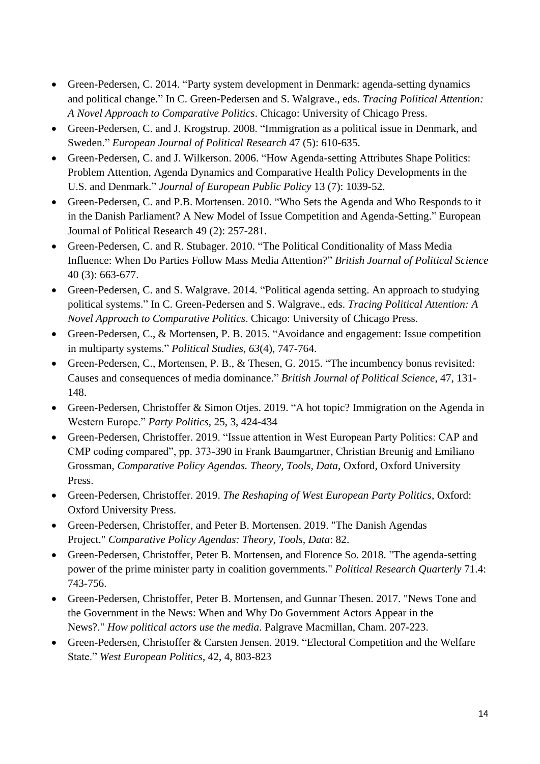- Green-Pedersen, C. 2014. "Party system development in Denmark: agenda-setting dynamics and political change." In C. Green-Pedersen and S. Walgrave., eds. *Tracing Political Attention: A Novel Approach to Comparative Politics*. Chicago: University of Chicago Press.
- Green-Pedersen, C. and J. Krogstrup. 2008. "Immigration as a political issue in Denmark, and Sweden." *European Journal of Political Research* 47 (5): 610-635.
- Green-Pedersen, C. and J. Wilkerson. 2006. "How Agenda-setting Attributes Shape Politics: Problem Attention, Agenda Dynamics and Comparative Health Policy Developments in the U.S. and Denmark." *Journal of European Public Policy* 13 (7): 1039-52.
- Green-Pedersen, C. and P.B. Mortensen. 2010. "Who Sets the Agenda and Who Responds to it in the Danish Parliament? A New Model of Issue Competition and Agenda-Setting." European Journal of Political Research 49 (2): 257-281.
- Green-Pedersen, C. and R. Stubager. 2010. "The Political Conditionality of Mass Media Influence: When Do Parties Follow Mass Media Attention?" *British Journal of Political Science* 40 (3): 663-677.
- Green-Pedersen, C. and S. Walgrave. 2014. "Political agenda setting. An approach to studying political systems." In C. Green-Pedersen and S. Walgrave., eds. *Tracing Political Attention: A Novel Approach to Comparative Politics*. Chicago: University of Chicago Press.
- Green-Pedersen, C., & Mortensen, P. B. 2015. "Avoidance and engagement: Issue competition in multiparty systems." *Political Studies*, *63*(4), 747-764.
- Green-Pedersen, C., Mortensen, P. B., & Thesen, G. 2015. "The incumbency bonus revisited: Causes and consequences of media dominance." *British Journal of Political Science*, 47, 131-148.
- Green-Pedersen, Christoffer & Simon Otjes. 2019. "A hot topic? Immigration on the Agenda in Western Europe." *Party Politics*, 25, 3, 424-434
- Green-Pedersen, Christoffer. 2019. "Issue attention in West European Party Politics: CAP and CMP coding compared", pp. 373-390 in Frank Baumgartner, Christian Breunig and Emiliano Grossman, *Comparative Policy Agendas. Theory, Tools, Data*, Oxford, Oxford University Press.
- Green-Pedersen, Christoffer. 2019. *The Reshaping of West European Party Politics*, Oxford: Oxford University Press.
- Green-Pedersen, Christoffer, and Peter B. Mortensen. 2019. "The Danish Agendas Project." *Comparative Policy Agendas: Theory, Tools, Data*: 82.
- Green-Pedersen, Christoffer, Peter B. Mortensen, and Florence So. 2018. "The agenda-setting power of the prime minister party in coalition governments." *Political Research Quarterly* 71.4: 743-756.
- Green-Pedersen, Christoffer, Peter B. Mortensen, and Gunnar Thesen. 2017. "News Tone and the Government in the News: When and Why Do Government Actors Appear in the News?." *How political actors use the media*. Palgrave Macmillan, Cham. 207-223.
- Green-Pedersen, Christoffer & Carsten Jensen. 2019. "Electoral Competition and the Welfare State." *West European Politics*, 42, 4, 803-823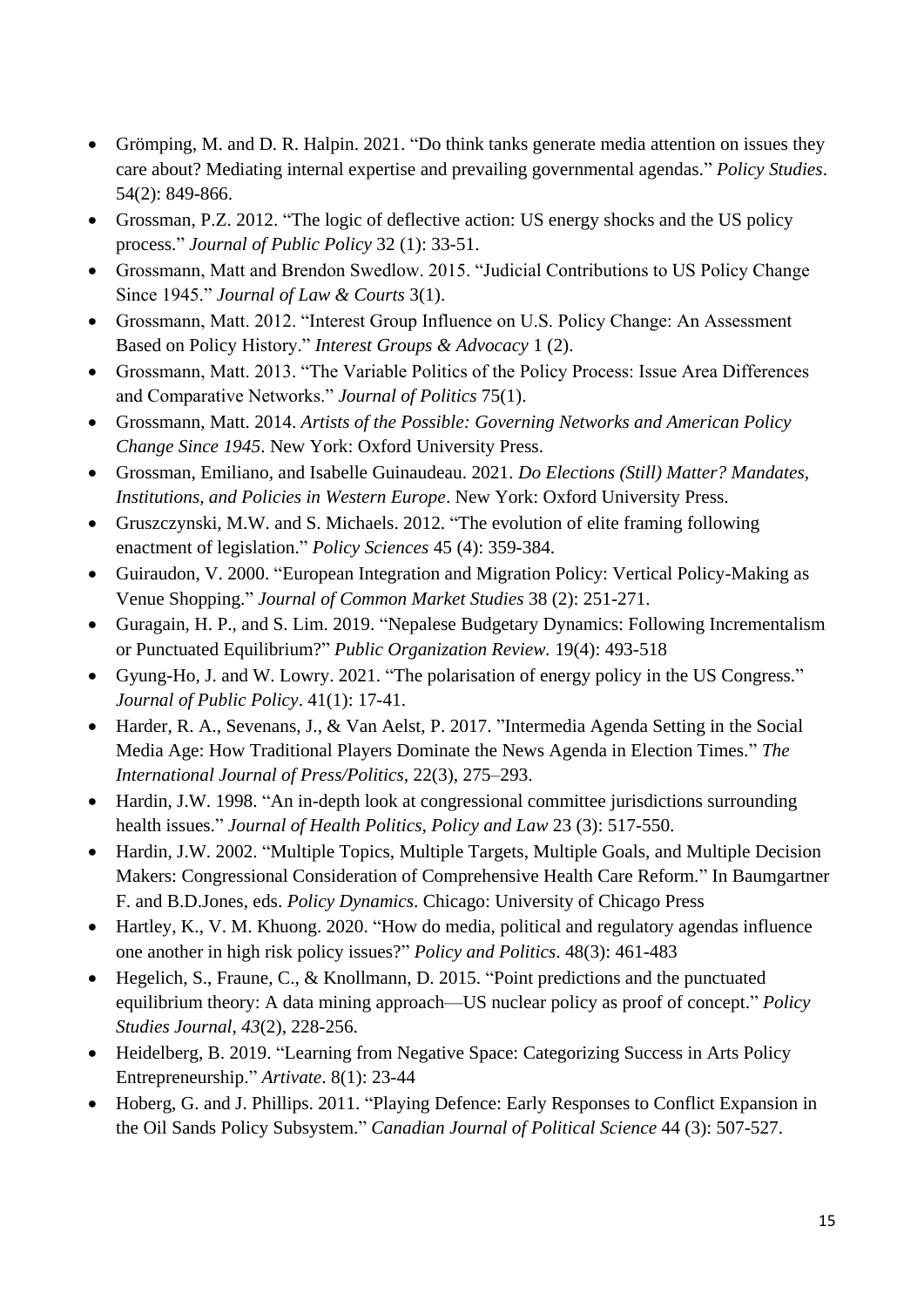- Grömping, M. and D. R. Halpin. 2021. "Do think tanks generate media attention on issues they care about? Mediating internal expertise and prevailing governmental agendas." *Policy Studies*. 54(2): 849-866.
- Grossman, P.Z. 2012. "The logic of deflective action: US energy shocks and the US policy process." *Journal of Public Policy* 32 (1): 33-51.
- Grossmann, Matt and Brendon Swedlow. 2015. "Judicial Contributions to US Policy Change Since 1945." *Journal of Law & Courts* 3(1).
- Grossmann, Matt. 2012. "Interest Group Influence on U.S. Policy Change: An Assessment Based on Policy History." *Interest Groups & Advocacy* 1 (2).
- Grossmann, Matt. 2013. "The Variable Politics of the Policy Process: Issue Area Differences and Comparative Networks." *Journal of Politics* 75(1).
- Grossmann, Matt. 2014. *Artists of the Possible: Governing Networks and American Policy Change Since 1945*. New York: Oxford University Press.
- Grossman, Emiliano, and Isabelle Guinaudeau. 2021. *Do Elections (Still) Matter? Mandates, Institutions, and Policies in Western Europe*. New York: Oxford University Press.
- Gruszczynski, M.W. and S. Michaels. 2012. "The evolution of elite framing following enactment of legislation." *Policy Sciences* 45 (4): 359-384.
- Guiraudon, V. 2000. "European Integration and Migration Policy: Vertical Policy-Making as Venue Shopping." *Journal of Common Market Studies* 38 (2): 251-271.
- Guragain, H. P., and S. Lim. 2019. "Nepalese Budgetary Dynamics: Following Incrementalism or Punctuated Equilibrium?" *Public Organization Review.* 19(4): 493-518
- Gyung-Ho, J. and W. Lowry. 2021. "The polarisation of energy policy in the US Congress." *Journal of Public Policy*. 41(1): 17-41.
- Harder, R. A., Sevenans, J., & Van Aelst, P. 2017. "Intermedia Agenda Setting in the Social Media Age: How Traditional Players Dominate the News Agenda in Election Times." *The International Journal of Press/Politics*, 22(3), 275–293.
- Hardin, J.W. 1998. "An in-depth look at congressional committee jurisdictions surrounding health issues." *Journal of Health Politics, Policy and Law* 23 (3): 517-550.
- Hardin, J.W. 2002. "Multiple Topics, Multiple Targets, Multiple Goals, and Multiple Decision Makers: Congressional Consideration of Comprehensive Health Care Reform." In Baumgartner F. and B.D.Jones, eds. *Policy Dynamics*. Chicago: University of Chicago Press
- Hartley, K., V. M. Khuong. 2020. "How do media, political and regulatory agendas influence one another in high risk policy issues?" *Policy and Politics*. 48(3): 461-483
- Hegelich, S., Fraune, C., & Knollmann, D. 2015. "Point predictions and the punctuated equilibrium theory: A data mining approach—US nuclear policy as proof of concept." *Policy Studies Journal*, *43*(2), 228-256.
- Heidelberg, B. 2019. "Learning from Negative Space: Categorizing Success in Arts Policy Entrepreneurship." *Artivate*. 8(1): 23-44
- Hoberg, G. and J. Phillips. 2011. "Playing Defence: Early Responses to Conflict Expansion in the Oil Sands Policy Subsystem." *Canadian Journal of Political Science* 44 (3): 507-527.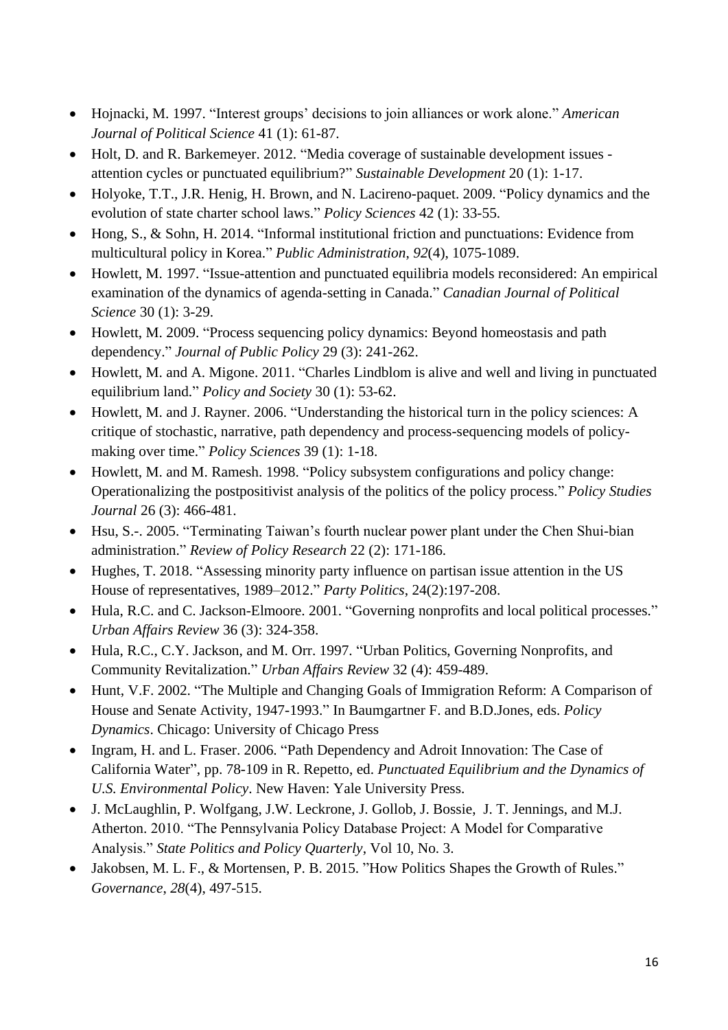- Hojnacki, M. 1997. "Interest groups' decisions to join alliances or work alone." *American Journal of Political Science* 41 (1): 61-87.
- Holt, D. and R. Barkemeyer. 2012. "Media coverage of sustainable development issues - attention cycles or punctuated equilibrium?" *Sustainable Development* 20 (1): 1-17.
- Holyoke, T.T., J.R. Henig, H. Brown, and N. Lacireno-paquet. 2009. "Policy dynamics and the evolution of state charter school laws." *Policy Sciences* 42 (1): 33-55.
- Hong, S., & Sohn, H. 2014. "Informal institutional friction and punctuations: Evidence from multicultural policy in Korea." *Public Administration*, *92*(4), 1075-1089.
- Howlett, M. 1997. "Issue-attention and punctuated equilibria models reconsidered: An empirical examination of the dynamics of agenda-setting in Canada." *Canadian Journal of Political Science* 30 (1): 3-29.
- Howlett, M. 2009. "Process sequencing policy dynamics: Beyond homeostasis and path dependency." *Journal of Public Policy* 29 (3): 241-262.
- Howlett, M. and A. Migone. 2011. "Charles Lindblom is alive and well and living in punctuated equilibrium land." *Policy and Society* 30 (1): 53-62.
- Howlett, M. and J. Rayner. 2006. "Understanding the historical turn in the policy sciences: A critique of stochastic, narrative, path dependency and process-sequencing models of policy-making over time." *Policy Sciences* 39 (1): 1-18.
- Howlett, M. and M. Ramesh. 1998. "Policy subsystem configurations and policy change: Operationalizing the postpositivist analysis of the politics of the policy process." *Policy Studies Journal* 26 (3): 466-481.
- Hsu, S.-. 2005. "Terminating Taiwan's fourth nuclear power plant under the Chen Shui-bian administration." *Review of Policy Research* 22 (2): 171-186.
- Hughes, T. 2018. "Assessing minority party influence on partisan issue attention in the US House of representatives, 1989–2012." *Party Politics*, 24(2):197-208.
- Hula, R.C. and C. Jackson-Elmoore. 2001. "Governing nonprofits and local political processes." *Urban Affairs Review* 36 (3): 324-358.
- Hula, R.C., C.Y. Jackson, and M. Orr. 1997. "Urban Politics, Governing Nonprofits, and Community Revitalization." *Urban Affairs Review* 32 (4): 459-489.
- Hunt, V.F. 2002. "The Multiple and Changing Goals of Immigration Reform: A Comparison of House and Senate Activity, 1947-1993." In Baumgartner F. and B.D.Jones, eds. *Policy Dynamics*. Chicago: University of Chicago Press
- Ingram, H. and L. Fraser. 2006. "Path Dependency and Adroit Innovation: The Case of California Water", pp. 78-109 in R. Repetto, ed. *Punctuated Equilibrium and the Dynamics of U.S. Environmental Policy*. New Haven: Yale University Press.
- J. McLaughlin, P. Wolfgang, J.W. Leckrone, J. Gollob, J. Bossie, J. T. Jennings, and M.J. Atherton. 2010. "The Pennsylvania Policy Database Project: A Model for Comparative Analysis." *State Politics and Policy Quarterly*, Vol 10, No. 3.
- Jakobsen, M. L. F., & Mortensen, P. B. 2015. "How Politics Shapes the Growth of Rules." *Governance*, *28*(4), 497-515.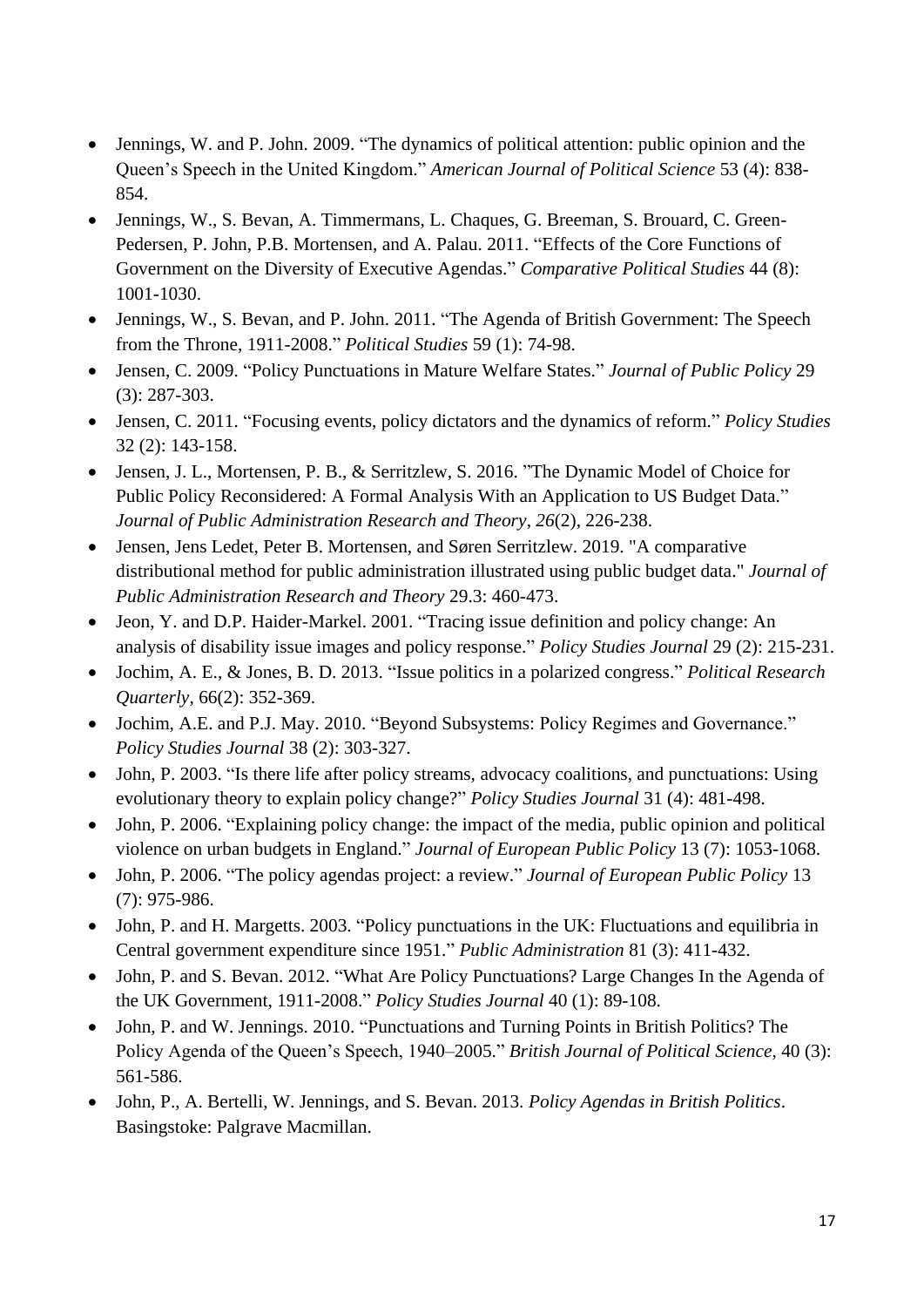- Jennings, W. and P. John. 2009. "The dynamics of political attention: public opinion and the Queen's Speech in the United Kingdom." *American Journal of Political Science* 53 (4): 838-854.
- Jennings, W., S. Bevan, A. Timmermans, L. Chaques, G. Breeman, S. Brouard, C. Green-Pedersen, P. John, P.B. Mortensen, and A. Palau. 2011. "Effects of the Core Functions of Government on the Diversity of Executive Agendas." *Comparative Political Studies* 44 (8): 1001-1030.
- Jennings, W., S. Bevan, and P. John. 2011. "The Agenda of British Government: The Speech from the Throne, 1911-2008." *Political Studies* 59 (1): 74-98.
- Jensen, C. 2009. "Policy Punctuations in Mature Welfare States." *Journal of Public Policy* 29 (3): 287-303.
- Jensen, C. 2011. "Focusing events, policy dictators and the dynamics of reform." *Policy Studies* 32 (2): 143-158.
- Jensen, J. L., Mortensen, P. B., & Serritzlew, S. 2016. "The Dynamic Model of Choice for Public Policy Reconsidered: A Formal Analysis With an Application to US Budget Data." *Journal of Public Administration Research and Theory*, *26*(2), 226-238.
- Jensen, Jens Ledet, Peter B. Mortensen, and Søren Serritzlew. 2019. "A comparative distributional method for public administration illustrated using public budget data." *Journal of Public Administration Research and Theory* 29.3: 460-473.
- Jeon, Y. and D.P. Haider-Markel. 2001. "Tracing issue definition and policy change: An analysis of disability issue images and policy response." *Policy Studies Journal* 29 (2): 215-231.
- Jochim, A. E., & Jones, B. D. 2013. "Issue politics in a polarized congress." *Political Research Quarterly*, 66(2): 352-369.
- Jochim, A.E. and P.J. May. 2010. "Beyond Subsystems: Policy Regimes and Governance." *Policy Studies Journal* 38 (2): 303-327.
- John, P. 2003. "Is there life after policy streams, advocacy coalitions, and punctuations: Using evolutionary theory to explain policy change?" *Policy Studies Journal* 31 (4): 481-498.
- John, P. 2006. "Explaining policy change: the impact of the media, public opinion and political violence on urban budgets in England." *Journal of European Public Policy* 13 (7): 1053-1068.
- John, P. 2006. "The policy agendas project: a review." *Journal of European Public Policy* 13 (7): 975-986.
- John, P. and H. Margetts. 2003. "Policy punctuations in the UK: Fluctuations and equilibria in Central government expenditure since 1951." *Public Administration* 81 (3): 411-432.
- John, P. and S. Bevan. 2012. "What Are Policy Punctuations? Large Changes In the Agenda of the UK Government, 1911-2008." *Policy Studies Journal* 40 (1): 89-108.
- John, P. and W. Jennings. 2010. "Punctuations and Turning Points in British Politics? The Policy Agenda of the Queen's Speech, 1940–2005." *British Journal of Political Science*, 40 (3): 561-586.
- John, P., A. Bertelli, W. Jennings, and S. Bevan. 2013. *Policy Agendas in British Politics*. Basingstoke: Palgrave Macmillan.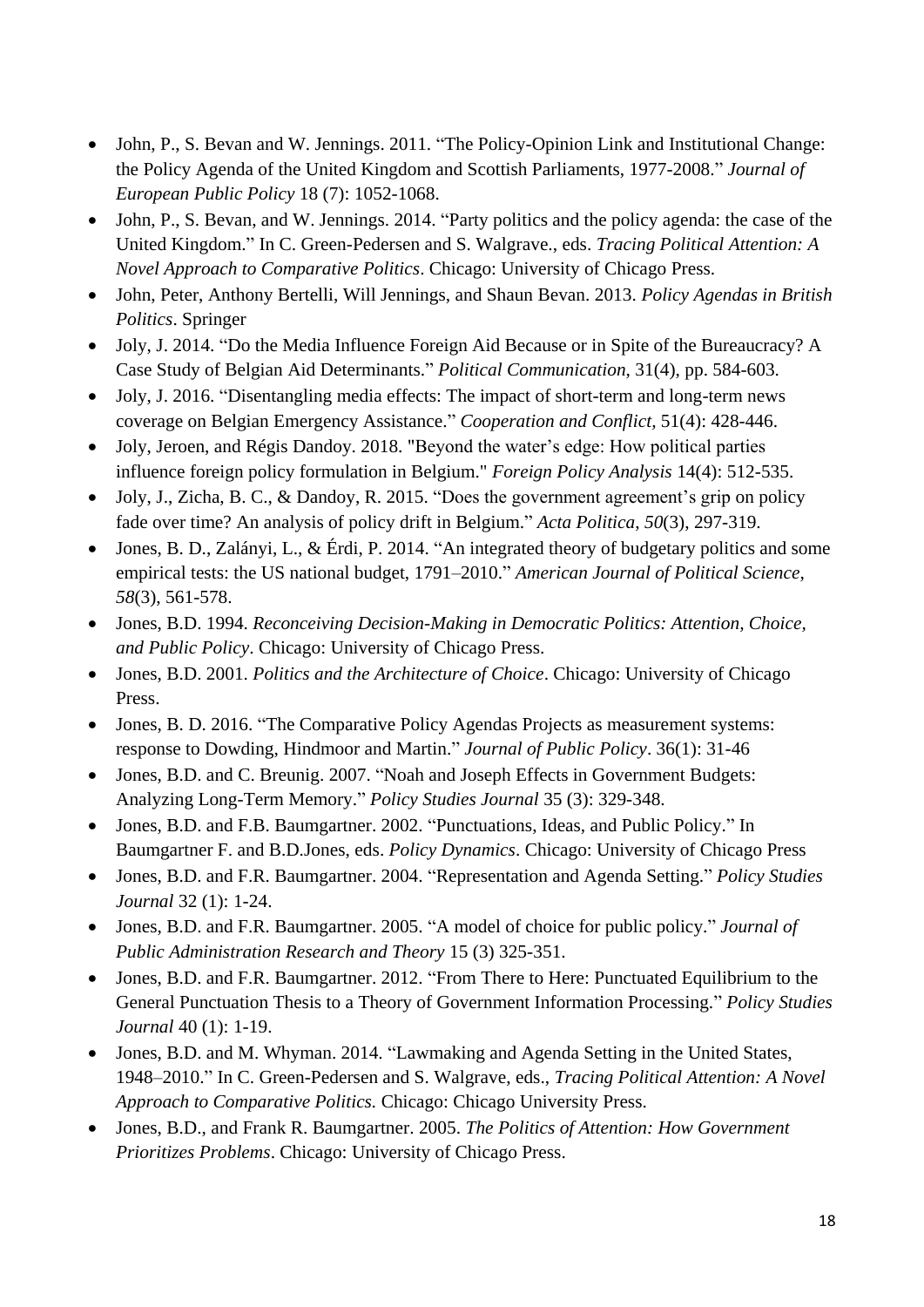- John, P., S. Bevan and W. Jennings. 2011. "The Policy-Opinion Link and Institutional Change: the Policy Agenda of the United Kingdom and Scottish Parliaments, 1977-2008." *Journal of European Public Policy* 18 (7): 1052-1068.
- John, P., S. Bevan, and W. Jennings. 2014. "Party politics and the policy agenda: the case of the United Kingdom." In C. Green-Pedersen and S. Walgrave., eds. *Tracing Political Attention: A Novel Approach to Comparative Politics*. Chicago: University of Chicago Press.
- John, Peter, Anthony Bertelli, Will Jennings, and Shaun Bevan. 2013. *Policy Agendas in British Politics*. Springer
- Joly, J. 2014. "Do the Media Influence Foreign Aid Because or in Spite of the Bureaucracy? A Case Study of Belgian Aid Determinants." *Political Communication*, 31(4), pp. 584-603.
- Joly, J. 2016. "Disentangling media effects: The impact of short-term and long-term news coverage on Belgian Emergency Assistance." *Cooperation and Conflict*, 51(4): 428-446.
- Joly, Jeroen, and Régis Dandoy. 2018. "Beyond the water's edge: How political parties influence foreign policy formulation in Belgium." *Foreign Policy Analysis* 14(4): 512-535.
- Joly, J., Zicha, B. C., & Dandoy, R. 2015. "Does the government agreement's grip on policy fade over time? An analysis of policy drift in Belgium." *Acta Politica*, *50*(3), 297-319.
- Jones, B. D., Zalányi, L., & Érdi, P. 2014. "An integrated theory of budgetary politics and some empirical tests: the US national budget, 1791–2010." *American Journal of Political Science*, *58*(3), 561-578.
- Jones, B.D. 1994. *Reconceiving Decision-Making in Democratic Politics: Attention, Choice, and Public Policy*. Chicago: University of Chicago Press.
- Jones, B.D. 2001. *Politics and the Architecture of Choice*. Chicago: University of Chicago Press.
- Jones, B. D. 2016. "The Comparative Policy Agendas Projects as measurement systems: response to Dowding, Hindmoor and Martin." *Journal of Public Policy*. 36(1): 31-46
- Jones, B.D. and C. Breunig. 2007. "Noah and Joseph Effects in Government Budgets: Analyzing Long-Term Memory." *Policy Studies Journal* 35 (3): 329-348.
- Jones, B.D. and F.B. Baumgartner. 2002. "Punctuations, Ideas, and Public Policy." In Baumgartner F. and B.D.Jones, eds. *Policy Dynamics*. Chicago: University of Chicago Press
- Jones, B.D. and F.R. Baumgartner. 2004. "Representation and Agenda Setting." *Policy Studies Journal* 32 (1): 1-24.
- Jones, B.D. and F.R. Baumgartner. 2005. "A model of choice for public policy." *Journal of Public Administration Research and Theory* 15 (3) 325-351.
- Jones, B.D. and F.R. Baumgartner. 2012. "From There to Here: Punctuated Equilibrium to the General Punctuation Thesis to a Theory of Government Information Processing." *Policy Studies Journal* 40 (1): 1-19.
- Jones, B.D. and M. Whyman. 2014. "Lawmaking and Agenda Setting in the United States, 1948–2010." In C. Green-Pedersen and S. Walgrave, eds., *Tracing Political Attention: A Novel Approach to Comparative Politics.* Chicago: Chicago University Press.
- Jones, B.D., and Frank R. Baumgartner. 2005. *The Politics of Attention: How Government Prioritizes Problems*. Chicago: University of Chicago Press.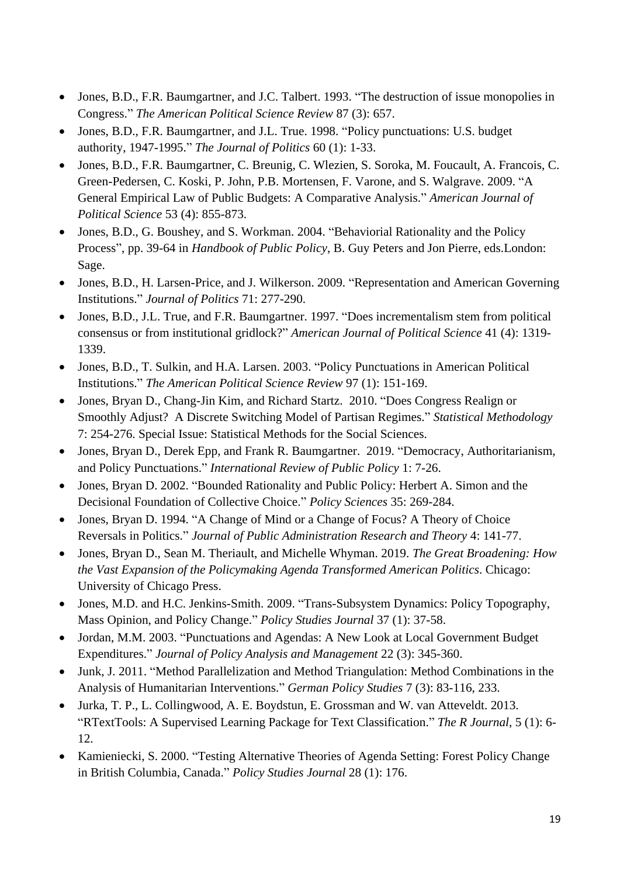- Jones, B.D., F.R. Baumgartner, and J.C. Talbert. 1993. "The destruction of issue monopolies in Congress." *The American Political Science Review* 87 (3): 657.
- Jones, B.D., F.R. Baumgartner, and J.L. True. 1998. "Policy punctuations: U.S. budget authority, 1947-1995." *The Journal of Politics* 60 (1): 1-33.
- Jones, B.D., F.R. Baumgartner, C. Breunig, C. Wlezien, S. Soroka, M. Foucault, A. Francois, C. Green-Pedersen, C. Koski, P. John, P.B. Mortensen, F. Varone, and S. Walgrave. 2009. "A General Empirical Law of Public Budgets: A Comparative Analysis." *American Journal of Political Science* 53 (4): 855-873.
- Jones, B.D., G. Boushey, and S. Workman. 2004. "Behaviorial Rationality and the Policy Process", pp. 39-64 in *Handbook of Public Policy*, B. Guy Peters and Jon Pierre, eds.London: Sage.
- Jones, B.D., H. Larsen-Price, and J. Wilkerson. 2009. "Representation and American Governing Institutions." *Journal of Politics* 71: 277-290.
- Jones, B.D., J.L. True, and F.R. Baumgartner. 1997. "Does incrementalism stem from political consensus or from institutional gridlock?" *American Journal of Political Science* 41 (4): 1319-1339.
- Jones, B.D., T. Sulkin, and H.A. Larsen. 2003. "Policy Punctuations in American Political Institutions." *The American Political Science Review* 97 (1): 151-169.
- Jones, Bryan D., Chang-Jin Kim, and Richard Startz. 2010. "Does Congress Realign or Smoothly Adjust? A Discrete Switching Model of Partisan Regimes." *Statistical Methodology* 7: 254-276. Special Issue: Statistical Methods for the Social Sciences.
- Jones, Bryan D., Derek Epp, and Frank R. Baumgartner. 2019. "Democracy, Authoritarianism, and Policy Punctuations." *International Review of Public Policy* 1: 7-26.
- Jones, Bryan D. 2002. "Bounded Rationality and Public Policy: Herbert A. Simon and the Decisional Foundation of Collective Choice." *Policy Sciences* 35: 269-284.
- Jones, Bryan D. 1994. "A Change of Mind or a Change of Focus? A Theory of Choice Reversals in Politics." *Journal of Public Administration Research and Theory* 4: 141-77.
- Jones, Bryan D., Sean M. Theriault, and Michelle Whyman. 2019. *The Great Broadening: How the Vast Expansion of the Policymaking Agenda Transformed American Politics*. Chicago: University of Chicago Press.
- Jones, M.D. and H.C. Jenkins-Smith. 2009. "Trans-Subsystem Dynamics: Policy Topography, Mass Opinion, and Policy Change." *Policy Studies Journal* 37 (1): 37-58.
- Jordan, M.M. 2003. "Punctuations and Agendas: A New Look at Local Government Budget Expenditures." *Journal of Policy Analysis and Management* 22 (3): 345-360.
- Junk, J. 2011. "Method Parallelization and Method Triangulation: Method Combinations in the Analysis of Humanitarian Interventions." *German Policy Studies* 7 (3): 83-116, 233.
- Jurka, T. P., L. Collingwood, A. E. Boydstun, E. Grossman and W. van Atteveldt. 2013. "RTextTools: A Supervised Learning Package for Text Classification." *The R Journal*, 5 (1): 6-12.
- Kamieniecki, S. 2000. "Testing Alternative Theories of Agenda Setting: Forest Policy Change in British Columbia, Canada." *Policy Studies Journal* 28 (1): 176.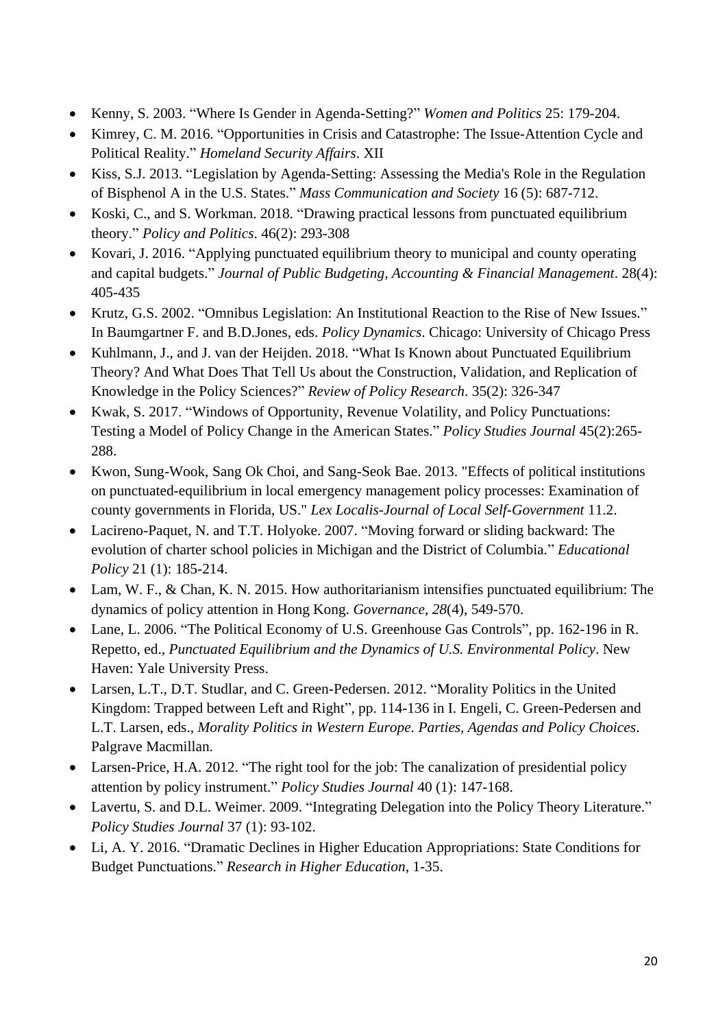- Kenny, S. 2003. "Where Is Gender in Agenda-Setting?" *Women and Politics* 25: 179-204.
- Kimrey, C. M. 2016. "Opportunities in Crisis and Catastrophe: The Issue-Attention Cycle and Political Reality." *Homeland Security Affairs*. XII
- Kiss, S.J. 2013. "Legislation by Agenda-Setting: Assessing the Media's Role in the Regulation of Bisphenol A in the U.S. States." *Mass Communication and Society* 16 (5): 687-712.
- Koski, C., and S. Workman. 2018. "Drawing practical lessons from punctuated equilibrium theory." *Policy and Politics*. 46(2): 293-308
- Kovari, J. 2016. "Applying punctuated equilibrium theory to municipal and county operating and capital budgets." *Journal of Public Budgeting, Accounting & Financial Management*. 28(4): 405-435
- Krutz, G.S. 2002. "Omnibus Legislation: An Institutional Reaction to the Rise of New Issues." In Baumgartner F. and B.D.Jones, eds. *Policy Dynamics*. Chicago: University of Chicago Press
- Kuhlmann, J., and J. van der Heijden. 2018. "What Is Known about Punctuated Equilibrium Theory? And What Does That Tell Us about the Construction, Validation, and Replication of Knowledge in the Policy Sciences?" *Review of Policy Research*. 35(2): 326-347
- Kwak, S. 2017. "Windows of Opportunity, Revenue Volatility, and Policy Punctuations: Testing a Model of Policy Change in the American States." *Policy Studies Journal* 45(2):265-288.
- Kwon, Sung-Wook, Sang Ok Choi, and Sang-Seok Bae. 2013. "Effects of political institutions on punctuated-equilibrium in local emergency management policy processes: Examination of county governments in Florida, US." *Lex Localis-Journal of Local Self-Government* 11.2.
- Lacireno-Paquet, N. and T.T. Holyoke. 2007. "Moving forward or sliding backward: The evolution of charter school policies in Michigan and the District of Columbia." *Educational Policy* 21 (1): 185-214.
- Lam, W. F., & Chan, K. N. 2015. How authoritarianism intensifies punctuated equilibrium: The dynamics of policy attention in Hong Kong. *Governance*, *28*(4), 549-570.
- Lane, L. 2006. "The Political Economy of U.S. Greenhouse Gas Controls", pp. 162-196 in R. Repetto, ed., *Punctuated Equilibrium and the Dynamics of U.S. Environmental Policy*. New Haven: Yale University Press.
- Larsen, L.T., D.T. Studlar, and C. Green-Pedersen. 2012. "Morality Politics in the United Kingdom: Trapped between Left and Right", pp. 114-136 in I. Engeli, C. Green-Pedersen and L.T. Larsen, eds., *Morality Politics in Western Europe. Parties, Agendas and Policy Choices*. Palgrave Macmillan.
- Larsen-Price, H.A. 2012. "The right tool for the job: The canalization of presidential policy attention by policy instrument." *Policy Studies Journal* 40 (1): 147-168.
- Lavertu, S. and D.L. Weimer. 2009. "Integrating Delegation into the Policy Theory Literature." *Policy Studies Journal* 37 (1): 93-102.
- Li, A. Y. 2016. "Dramatic Declines in Higher Education Appropriations: State Conditions for Budget Punctuations." *Research in Higher Education*, 1-35.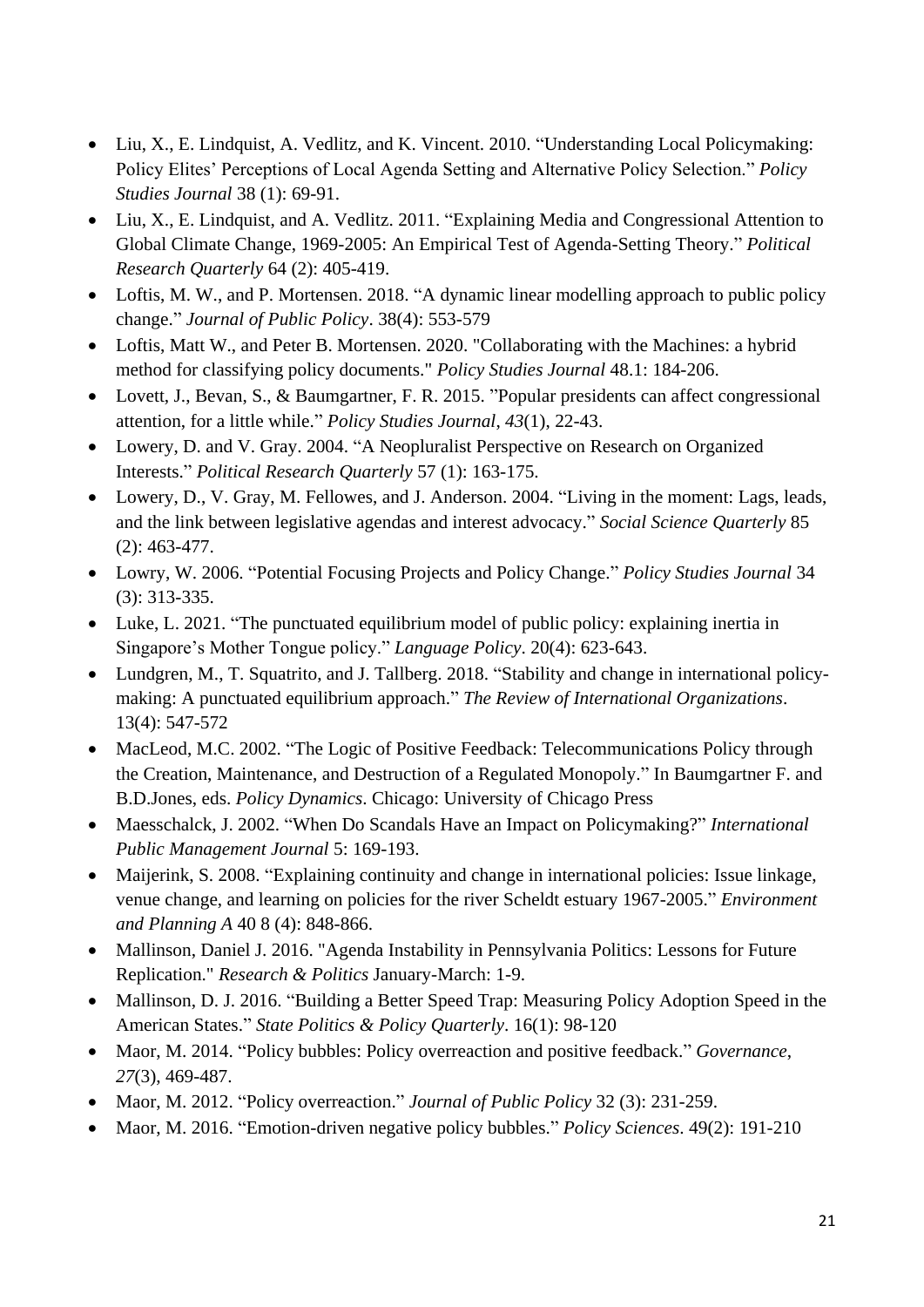- Liu, X., E. Lindquist, A. Vedlitz, and K. Vincent. 2010. "Understanding Local Policymaking: Policy Elites' Perceptions of Local Agenda Setting and Alternative Policy Selection." *Policy Studies Journal* 38 (1): 69-91.
- Liu, X., E. Lindquist, and A. Vedlitz. 2011. "Explaining Media and Congressional Attention to Global Climate Change, 1969-2005: An Empirical Test of Agenda-Setting Theory." *Political Research Quarterly* 64 (2): 405-419.
- Loftis, M. W., and P. Mortensen. 2018. "A dynamic linear modelling approach to public policy change." *Journal of Public Policy*. 38(4): 553-579
- Loftis, Matt W., and Peter B. Mortensen. 2020. "Collaborating with the Machines: a hybrid method for classifying policy documents." *Policy Studies Journal* 48.1: 184-206.
- Lovett, J., Bevan, S., & Baumgartner, F. R. 2015. "Popular presidents can affect congressional attention, for a little while." *Policy Studies Journal*, *43*(1), 22-43.
- Lowery, D. and V. Gray. 2004. "A Neopluralist Perspective on Research on Organized Interests." *Political Research Quarterly* 57 (1): 163-175.
- Lowery, D., V. Gray, M. Fellowes, and J. Anderson. 2004. "Living in the moment: Lags, leads, and the link between legislative agendas and interest advocacy." *Social Science Quarterly* 85 (2): 463-477.
- Lowry, W. 2006. "Potential Focusing Projects and Policy Change." *Policy Studies Journal* 34 (3): 313-335.
- Luke, L. 2021. "The punctuated equilibrium model of public policy: explaining inertia in Singapore's Mother Tongue policy." *Language Policy*. 20(4): 623-643.
- Lundgren, M., T. Squatrito, and J. Tallberg. 2018. "Stability and change in international policy-making: A punctuated equilibrium approach." *The Review of International Organizations*. 13(4): 547-572
- MacLeod, M.C. 2002. "The Logic of Positive Feedback: Telecommunications Policy through the Creation, Maintenance, and Destruction of a Regulated Monopoly." In Baumgartner F. and B.D.Jones, eds. *Policy Dynamics*. Chicago: University of Chicago Press
- Maesschalck, J. 2002. "When Do Scandals Have an Impact on Policymaking?" *International Public Management Journal* 5: 169-193.
- Maijerink, S. 2008. "Explaining continuity and change in international policies: Issue linkage, venue change, and learning on policies for the river Scheldt estuary 1967-2005." *Environment and Planning A* 40 8 (4): 848-866.
- Mallinson, Daniel J. 2016. "Agenda Instability in Pennsylvania Politics: Lessons for Future Replication." *Research & Politics* January-March: 1-9.
- Mallinson, D. J. 2016. "Building a Better Speed Trap: Measuring Policy Adoption Speed in the American States." *State Politics & Policy Quarterly*. 16(1): 98-120
- Maor, M. 2014. "Policy bubbles: Policy overreaction and positive feedback." *Governance*, *27*(3), 469-487.
- Maor, M. 2012. "Policy overreaction." *Journal of Public Policy* 32 (3): 231-259.
- Maor, M. 2016. "Emotion-driven negative policy bubbles." *Policy Sciences*. 49(2): 191-210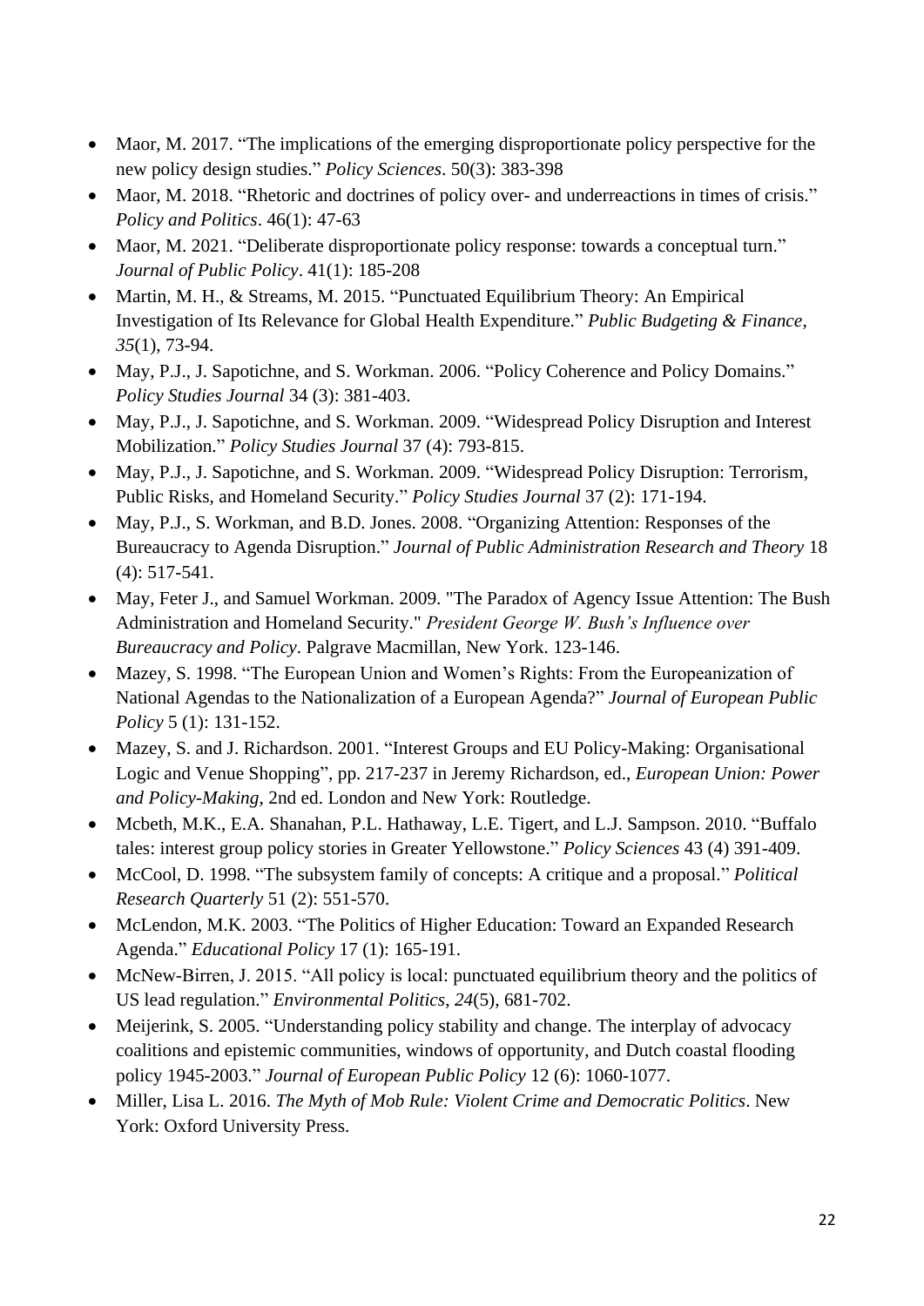- Maor, M. 2017. "The implications of the emerging disproportionate policy perspective for the new policy design studies." *Policy Sciences*. 50(3): 383-398
- Maor, M. 2018. "Rhetoric and doctrines of policy over- and underreactions in times of crisis." *Policy and Politics*. 46(1): 47-63
- Maor, M. 2021. "Deliberate disproportionate policy response: towards a conceptual turn." *Journal of Public Policy*. 41(1): 185-208
- Martin, M. H., & Streams, M. 2015. "Punctuated Equilibrium Theory: An Empirical Investigation of Its Relevance for Global Health Expenditure." *Public Budgeting & Finance*, *35*(1), 73-94.
- May, P.J., J. Sapotichne, and S. Workman. 2006. "Policy Coherence and Policy Domains." *Policy Studies Journal* 34 (3): 381-403.
- May, P.J., J. Sapotichne, and S. Workman. 2009. "Widespread Policy Disruption and Interest Mobilization." *Policy Studies Journal* 37 (4): 793-815.
- May, P.J., J. Sapotichne, and S. Workman. 2009. "Widespread Policy Disruption: Terrorism, Public Risks, and Homeland Security." *Policy Studies Journal* 37 (2): 171-194.
- May, P.J., S. Workman, and B.D. Jones. 2008. "Organizing Attention: Responses of the Bureaucracy to Agenda Disruption." *Journal of Public Administration Research and Theory* 18 (4): 517-541.
- May, Feter J., and Samuel Workman. 2009. "The Paradox of Agency Issue Attention: The Bush Administration and Homeland Security." *President George W. Bush's Influence over Bureaucracy and Policy*. Palgrave Macmillan, New York. 123-146.
- Mazey, S. 1998. "The European Union and Women's Rights: From the Europeanization of National Agendas to the Nationalization of a European Agenda?" *Journal of European Public Policy* 5 (1): 131-152.
- Mazey, S. and J. Richardson. 2001. "Interest Groups and EU Policy-Making: Organisational Logic and Venue Shopping", pp. 217-237 in Jeremy Richardson, ed., *European Union: Power and Policy-Making*, 2nd ed. London and New York: Routledge.
- Mcbeth, M.K., E.A. Shanahan, P.L. Hathaway, L.E. Tigert, and L.J. Sampson. 2010. "Buffalo tales: interest group policy stories in Greater Yellowstone." *Policy Sciences* 43 (4) 391-409.
- McCool, D. 1998. "The subsystem family of concepts: A critique and a proposal." *Political Research Quarterly* 51 (2): 551-570.
- McLendon, M.K. 2003. "The Politics of Higher Education: Toward an Expanded Research Agenda." *Educational Policy* 17 (1): 165-191.
- McNew-Birren, J. 2015. "All policy is local: punctuated equilibrium theory and the politics of US lead regulation." *Environmental Politics*, *24*(5), 681-702.
- Meijerink, S. 2005. "Understanding policy stability and change. The interplay of advocacy coalitions and epistemic communities, windows of opportunity, and Dutch coastal flooding policy 1945-2003." *Journal of European Public Policy* 12 (6): 1060-1077.
- Miller, Lisa L. 2016. *The Myth of Mob Rule: Violent Crime and Democratic Politics*. New York: Oxford University Press.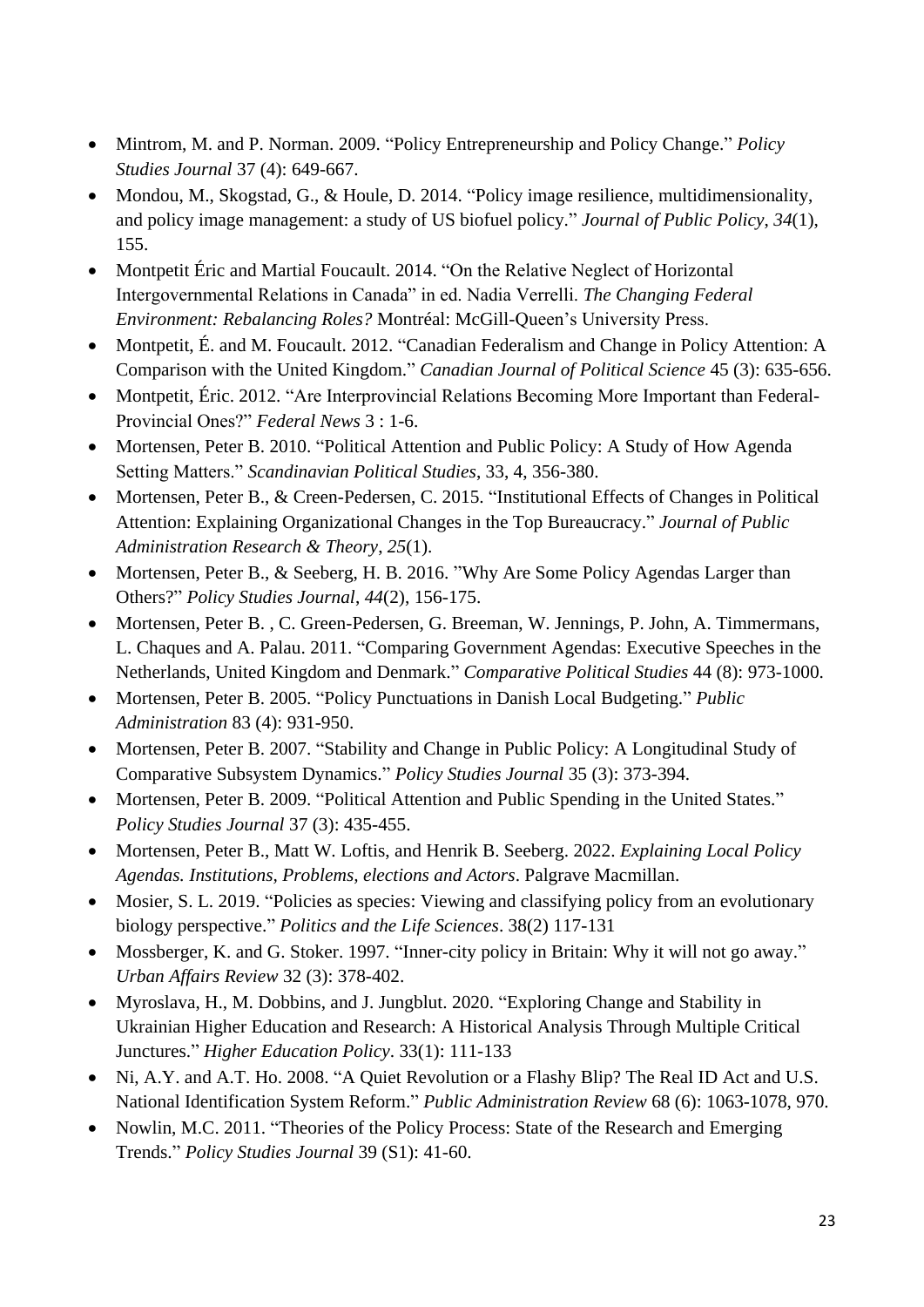- Mintrom, M. and P. Norman. 2009. "Policy Entrepreneurship and Policy Change." *Policy Studies Journal* 37 (4): 649-667.
- Mondou, M., Skogstad, G., & Houle, D. 2014. "Policy image resilience, multidimensionality, and policy image management: a study of US biofuel policy." *Journal of Public Policy*, *34*(1), 155.
- Montpetit Éric and Martial Foucault. 2014. "On the Relative Neglect of Horizontal Intergovernmental Relations in Canada" in ed. Nadia Verrelli. *The Changing Federal Environment: Rebalancing Roles?* Montréal: McGill-Queen's University Press.
- Montpetit, É. and M. Foucault. 2012. "Canadian Federalism and Change in Policy Attention: A Comparison with the United Kingdom." *Canadian Journal of Political Science* 45 (3): 635-656.
- Montpetit, Éric. 2012. "Are Interprovincial Relations Becoming More Important than Federal-Provincial Ones?" *Federal News* 3 : 1-6.
- Mortensen, Peter B. 2010. "Political Attention and Public Policy: A Study of How Agenda Setting Matters." *Scandinavian Political Studies*, 33, 4, 356-380.
- Mortensen, Peter B., & Creen-Pedersen, C. 2015. "Institutional Effects of Changes in Political Attention: Explaining Organizational Changes in the Top Bureaucracy." *Journal of Public Administration Research & Theory*, *25*(1).
- Mortensen, Peter B., & Seeberg, H. B. 2016. "Why Are Some Policy Agendas Larger than Others?" *Policy Studies Journal*, *44*(2), 156-175.
- Mortensen, Peter B. , C. Green-Pedersen, G. Breeman, W. Jennings, P. John, A. Timmermans, L. Chaques and A. Palau. 2011. "Comparing Government Agendas: Executive Speeches in the Netherlands, United Kingdom and Denmark." *Comparative Political Studies* 44 (8): 973-1000.
- Mortensen, Peter B. 2005. "Policy Punctuations in Danish Local Budgeting." *Public Administration* 83 (4): 931-950.
- Mortensen, Peter B. 2007. "Stability and Change in Public Policy: A Longitudinal Study of Comparative Subsystem Dynamics." *Policy Studies Journal* 35 (3): 373-394.
- Mortensen, Peter B. 2009. "Political Attention and Public Spending in the United States." *Policy Studies Journal* 37 (3): 435-455.
- Mortensen, Peter B., Matt W. Loftis, and Henrik B. Seeberg. 2022. *Explaining Local Policy Agendas. Institutions, Problems, elections and Actors*. Palgrave Macmillan.
- Mosier, S. L. 2019. "Policies as species: Viewing and classifying policy from an evolutionary biology perspective." *Politics and the Life Sciences*. 38(2) 117-131
- Mossberger, K. and G. Stoker. 1997. "Inner-city policy in Britain: Why it will not go away." *Urban Affairs Review* 32 (3): 378-402.
- Myroslava, H., M. Dobbins, and J. Jungblut. 2020. "Exploring Change and Stability in Ukrainian Higher Education and Research: A Historical Analysis Through Multiple Critical Junctures." *Higher Education Policy*. 33(1): 111-133
- Ni, A.Y. and A.T. Ho. 2008. "A Quiet Revolution or a Flashy Blip? The Real ID Act and U.S. National Identification System Reform." *Public Administration Review* 68 (6): 1063-1078, 970.
- Nowlin, M.C. 2011. "Theories of the Policy Process: State of the Research and Emerging Trends." *Policy Studies Journal* 39 (S1): 41-60.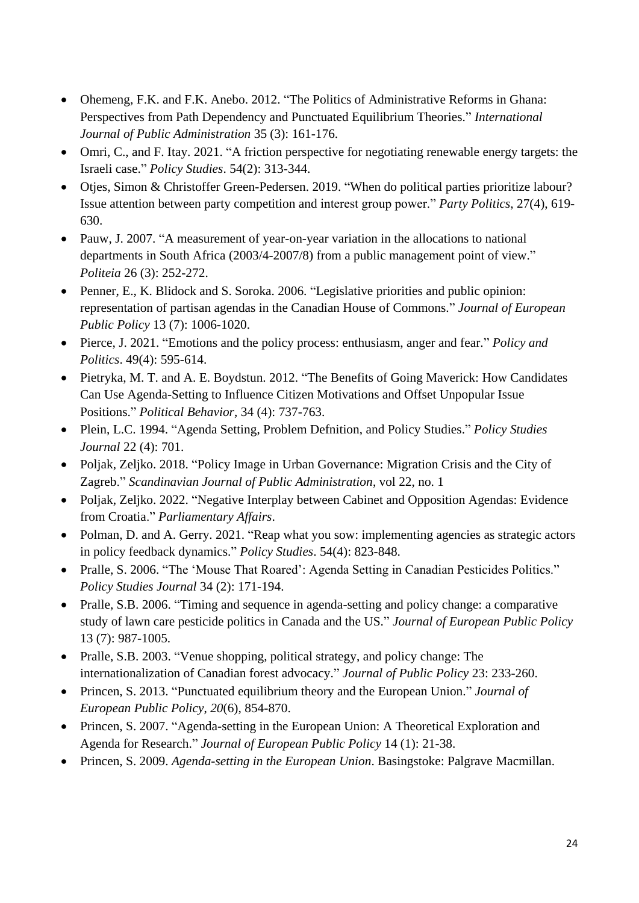- Ohemeng, F.K. and F.K. Anebo. 2012. “The Politics of Administrative Reforms in Ghana: Perspectives from Path Dependency and Punctuated Equilibrium Theories.” *International Journal of Public Administration* 35 (3): 161-176.
- Omri, C., and F. Itay. 2021. “A friction perspective for negotiating renewable energy targets: the Israeli case.” *Policy Studies*. 54(2): 313-344.
- Otjes, Simon & Christoffer Green-Pedersen. 2019. “When do political parties prioritize labour? Issue attention between party competition and interest group power.” *Party Politics*, 27(4), 619-630.
- Pauw, J. 2007. “A measurement of year-on-year variation in the allocations to national departments in South Africa (2003/4-2007/8) from a public management point of view.” *Politeia* 26 (3): 252-272.
- Penner, E., K. Blidock and S. Soroka. 2006. “Legislative priorities and public opinion: representation of partisan agendas in the Canadian House of Commons.” *Journal of European Public Policy* 13 (7): 1006-1020.
- Pierce, J. 2021. “Emotions and the policy process: enthusiasm, anger and fear.” *Policy and Politics*. 49(4): 595-614.
- Pietryka, M. T. and A. E. Boydstun. 2012. “The Benefits of Going Maverick: How Candidates Can Use Agenda-Setting to Influence Citizen Motivations and Offset Unpopular Issue Positions.” *Political Behavior*, 34 (4): 737-763.
- Plein, L.C. 1994. “Agenda Setting, Problem Defnition, and Policy Studies.” *Policy Studies Journal* 22 (4): 701.
- Poljak, Zeljko. 2018. “Policy Image in Urban Governance: Migration Crisis and the City of Zagreb.” *Scandinavian Journal of Public Administration*, vol 22, no. 1
- Poljak, Zeljko. 2022. “Negative Interplay between Cabinet and Opposition Agendas: Evidence from Croatia.” *Parliamentary Affairs*.
- Polman, D. and A. Gerry. 2021. “Reap what you sow: implementing agencies as strategic actors in policy feedback dynamics.” *Policy Studies*. 54(4): 823-848.
- Pralle, S. 2006. “The ‘Mouse That Roared’: Agenda Setting in Canadian Pesticides Politics.” *Policy Studies Journal* 34 (2): 171-194.
- Pralle, S.B. 2006. “Timing and sequence in agenda-setting and policy change: a comparative study of lawn care pesticide politics in Canada and the US.” *Journal of European Public Policy* 13 (7): 987-1005.
- Pralle, S.B. 2003. “Venue shopping, political strategy, and policy change: The internationalization of Canadian forest advocacy.” *Journal of Public Policy* 23: 233-260.
- Princen, S. 2013. “Punctuated equilibrium theory and the European Union.” *Journal of European Public Policy*, *20*(6), 854-870.
- Princen, S. 2007. “Agenda-setting in the European Union: A Theoretical Exploration and Agenda for Research.” *Journal of European Public Policy* 14 (1): 21-38.
- Princen, S. 2009. *Agenda-setting in the European Union*. Basingstoke: Palgrave Macmillan.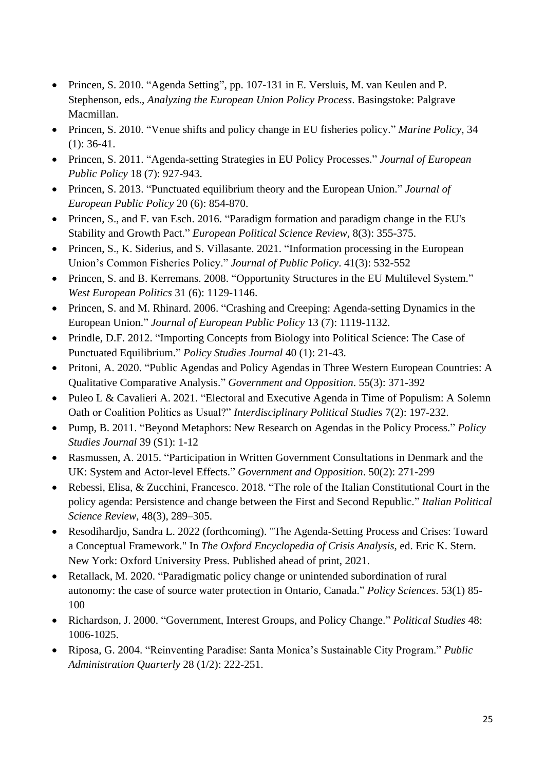- Princen, S. 2010. “Agenda Setting”, pp. 107-131 in E. Versluis, M. van Keulen and P. Stephenson, eds., *Analyzing the European Union Policy Process*. Basingstoke: Palgrave Macmillan.
- Princen, S. 2010. “Venue shifts and policy change in EU fisheries policy.” *Marine Policy*, 34 (1): 36-41.
- Princen, S. 2011. “Agenda-setting Strategies in EU Policy Processes.” *Journal of European Public Policy* 18 (7): 927-943.
- Princen, S. 2013. “Punctuated equilibrium theory and the European Union.” *Journal of European Public Policy* 20 (6): 854-870.
- Princen, S., and F. van Esch. 2016. “Paradigm formation and paradigm change in the EU's Stability and Growth Pact.” *European Political Science Review*, 8(3): 355-375.
- Princen, S., K. Siderius, and S. Villasante. 2021. “Information processing in the European Union’s Common Fisheries Policy.” *Journal of Public Policy*. 41(3): 532-552
- Princen, S. and B. Kerremans. 2008. “Opportunity Structures in the EU Multilevel System.” *West European Politics* 31 (6): 1129-1146.
- Princen, S. and M. Rhinard. 2006. “Crashing and Creeping: Agenda-setting Dynamics in the European Union.” *Journal of European Public Policy* 13 (7): 1119-1132.
- Prindle, D.F. 2012. “Importing Concepts from Biology into Political Science: The Case of Punctuated Equilibrium.” *Policy Studies Journal* 40 (1): 21-43.
- Pritoni, A. 2020. “Public Agendas and Policy Agendas in Three Western European Countries: A Qualitative Comparative Analysis.” *Government and Opposition*. 55(3): 371-392
- Puleo L & Cavalieri A. 2021. “Electoral and Executive Agenda in Time of Populism: A Solemn Oath or Coalition Politics as Usual?” *Interdisciplinary Political Studies* 7(2): 197-232.
- Pump, B. 2011. “Beyond Metaphors: New Research on Agendas in the Policy Process.” *Policy Studies Journal* 39 (S1): 1-12
- Rasmussen, A. 2015. “Participation in Written Government Consultations in Denmark and the UK: System and Actor-level Effects.” *Government and Opposition*. 50(2): 271-299
- Rebessi, Elisa, & Zucchini, Francesco. 2018. “The role of the Italian Constitutional Court in the policy agenda: Persistence and change between the First and Second Republic.” *Italian Political Science Review*, 48(3), 289–305.
- Resodihardjo, Sandra L. 2022 (forthcoming). "The Agenda-Setting Process and Crises: Toward a Conceptual Framework." In *The Oxford Encyclopedia of Crisis Analysis*, ed. Eric K. Stern. New York: Oxford University Press. Published ahead of print, 2021.
- Retallack, M. 2020. “Paradigmatic policy change or unintended subordination of rural autonomy: the case of source water protection in Ontario, Canada.” *Policy Sciences*. 53(1) 85-100
- Richardson, J. 2000. “Government, Interest Groups, and Policy Change.” *Political Studies* 48: 1006-1025.
- Riposa, G. 2004. “Reinventing Paradise: Santa Monica’s Sustainable City Program.” *Public Administration Quarterly* 28 (1/2): 222-251.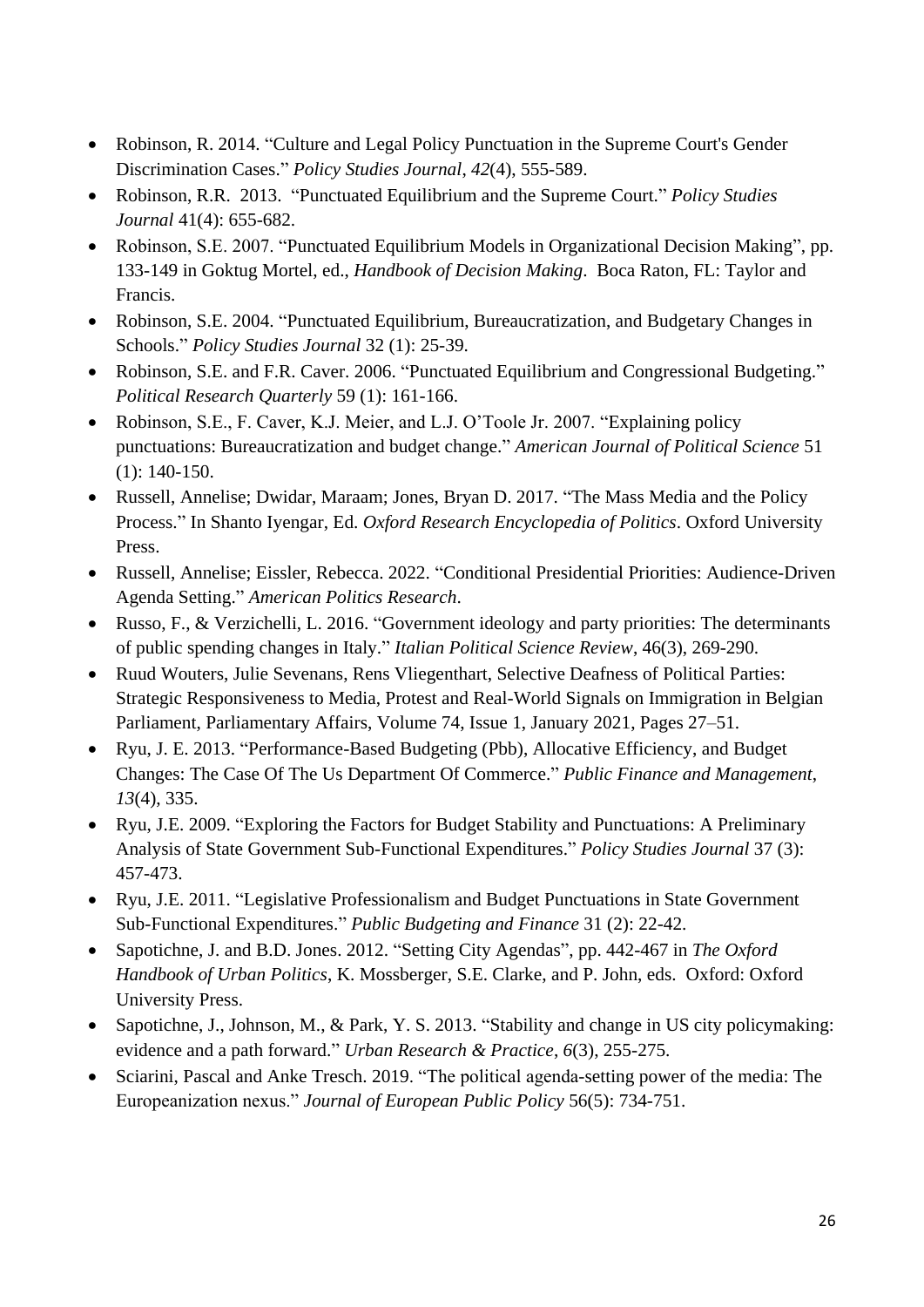- Robinson, R. 2014. “Culture and Legal Policy Punctuation in the Supreme Court's Gender Discrimination Cases.” *Policy Studies Journal*, *42*(4), 555-589.
- Robinson, R.R. 2013. “Punctuated Equilibrium and the Supreme Court.” *Policy Studies Journal* 41(4): 655-682.
- Robinson, S.E. 2007. “Punctuated Equilibrium Models in Organizational Decision Making”, pp. 133-149 in Goktug Mortel, ed., *Handbook of Decision Making*. Boca Raton, FL: Taylor and Francis.
- Robinson, S.E. 2004. “Punctuated Equilibrium, Bureaucratization, and Budgetary Changes in Schools.” *Policy Studies Journal* 32 (1): 25-39.
- Robinson, S.E. and F.R. Caver. 2006. “Punctuated Equilibrium and Congressional Budgeting.” *Political Research Quarterly* 59 (1): 161-166.
- Robinson, S.E., F. Caver, K.J. Meier, and L.J. O’Toole Jr. 2007. “Explaining policy punctuations: Bureaucratization and budget change.” *American Journal of Political Science* 51 (1): 140-150.
- Russell, Annelise; Dwidar, Maraam; Jones, Bryan D. 2017. “The Mass Media and the Policy Process.” In Shanto Iyengar, Ed. *Oxford Research Encyclopedia of Politics*. Oxford University Press.
- Russell, Annelise; Eissler, Rebecca. 2022. “Conditional Presidential Priorities: Audience-Driven Agenda Setting.” *American Politics Research*.
- Russo, F., & Verzichelli, L. 2016. “Government ideology and party priorities: The determinants of public spending changes in Italy.” *Italian Political Science Review*, 46(3), 269-290.
- Ruud Wouters, Julie Sevenans, Rens Vliegenthart, Selective Deafness of Political Parties: Strategic Responsiveness to Media, Protest and Real-World Signals on Immigration in Belgian Parliament, Parliamentary Affairs, Volume 74, Issue 1, January 2021, Pages 27–51.
- Ryu, J. E. 2013. “Performance-Based Budgeting (Pbb), Allocative Efficiency, and Budget Changes: The Case Of The Us Department Of Commerce.” *Public Finance and Management*, *13*(4), 335.
- Ryu, J.E. 2009. “Exploring the Factors for Budget Stability and Punctuations: A Preliminary Analysis of State Government Sub-Functional Expenditures.” *Policy Studies Journal* 37 (3): 457-473.
- Ryu, J.E. 2011. “Legislative Professionalism and Budget Punctuations in State Government Sub-Functional Expenditures.” *Public Budgeting and Finance* 31 (2): 22-42.
- Sapotichne, J. and B.D. Jones. 2012. “Setting City Agendas”, pp. 442-467 in *The Oxford Handbook of Urban Politics*, K. Mossberger, S.E. Clarke, and P. John, eds. Oxford: Oxford University Press.
- Sapotichne, J., Johnson, M., & Park, Y. S. 2013. “Stability and change in US city policymaking: evidence and a path forward.” *Urban Research & Practice*, *6*(3), 255-275.
- Sciarini, Pascal and Anke Tresch. 2019. “The political agenda-setting power of the media: The Europeanization nexus.” *Journal of European Public Policy* 56(5): 734-751.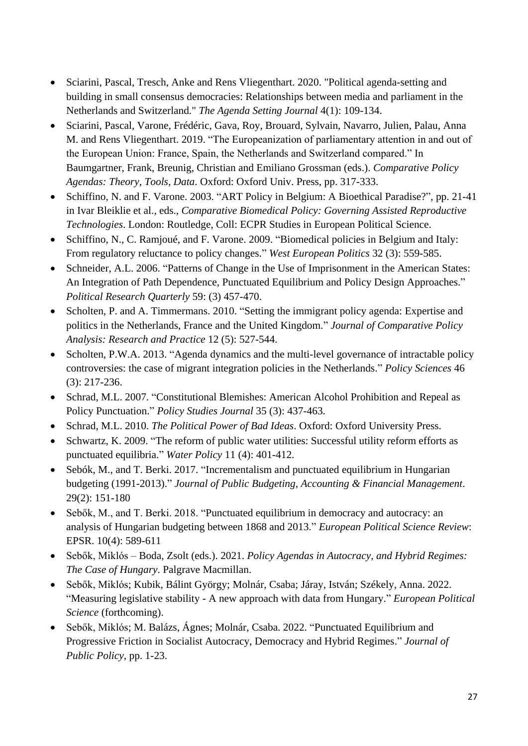- Sciarini, Pascal, Tresch, Anke and Rens Vliegenthart. 2020. "Political agenda-setting and building in small consensus democracies: Relationships between media and parliament in the Netherlands and Switzerland." *The Agenda Setting Journal* 4(1): 109-134.
- Sciarini, Pascal, Varone, Frédéric, Gava, Roy, Brouard, Sylvain, Navarro, Julien, Palau, Anna M. and Rens Vliegenthart. 2019. "The Europeanization of parliamentary attention in and out of the European Union: France, Spain, the Netherlands and Switzerland compared." In Baumgartner, Frank, Breunig, Christian and Emiliano Grossman (eds.). *Comparative Policy Agendas: Theory, Tools, Data*. Oxford: Oxford Univ. Press, pp. 317-333.
- Schiffino, N. and F. Varone. 2003. "ART Policy in Belgium: A Bioethical Paradise?", pp. 21-41 in Ivar Bleiklie et al., eds., *Comparative Biomedical Policy: Governing Assisted Reproductive Technologies*. London: Routledge, Coll: ECPR Studies in European Political Science.
- Schiffino, N., C. Ramjoué, and F. Varone. 2009. "Biomedical policies in Belgium and Italy: From regulatory reluctance to policy changes." *West European Politics* 32 (3): 559-585.
- Schneider, A.L. 2006. "Patterns of Change in the Use of Imprisonment in the American States: An Integration of Path Dependence, Punctuated Equilibrium and Policy Design Approaches." *Political Research Quarterly* 59: (3) 457-470.
- Scholten, P. and A. Timmermans. 2010. "Setting the immigrant policy agenda: Expertise and politics in the Netherlands, France and the United Kingdom." *Journal of Comparative Policy Analysis: Research and Practice* 12 (5): 527-544.
- Scholten, P.W.A. 2013. "Agenda dynamics and the multi-level governance of intractable policy controversies: the case of migrant integration policies in the Netherlands." *Policy Sciences* 46 (3): 217-236.
- Schrad, M.L. 2007. "Constitutional Blemishes: American Alcohol Prohibition and Repeal as Policy Punctuation." *Policy Studies Journal* 35 (3): 437-463.
- Schrad, M.L. 2010. *The Political Power of Bad Ideas*. Oxford: Oxford University Press.
- Schwartz, K. 2009. "The reform of public water utilities: Successful utility reform efforts as punctuated equilibria." *Water Policy* 11 (4): 401-412.
- Sebók, M., and T. Berki. 2017. "Incrementalism and punctuated equilibrium in Hungarian budgeting (1991-2013)." *Journal of Public Budgeting, Accounting & Financial Management*. 29(2): 151-180
- Sebők, M., and T. Berki. 2018. "Punctuated equilibrium in democracy and autocracy: an analysis of Hungarian budgeting between 1868 and 2013." *European Political Science Review*: EPSR. 10(4): 589-611
- Sebők, Miklós – Boda, Zsolt (eds.). 2021. *Policy Agendas in Autocracy, and Hybrid Regimes: The Case of Hungary*. Palgrave Macmillan.
- Sebők, Miklós; Kubik, Bálint György; Molnár, Csaba; Járay, István; Székely, Anna. 2022. "Measuring legislative stability - A new approach with data from Hungary." *European Political Science* (forthcoming).
- Sebők, Miklós; M. Balázs, Ágnes; Molnár, Csaba. 2022. "Punctuated Equilibrium and Progressive Friction in Socialist Autocracy, Democracy and Hybrid Regimes." *Journal of Public Policy*, pp. 1-23.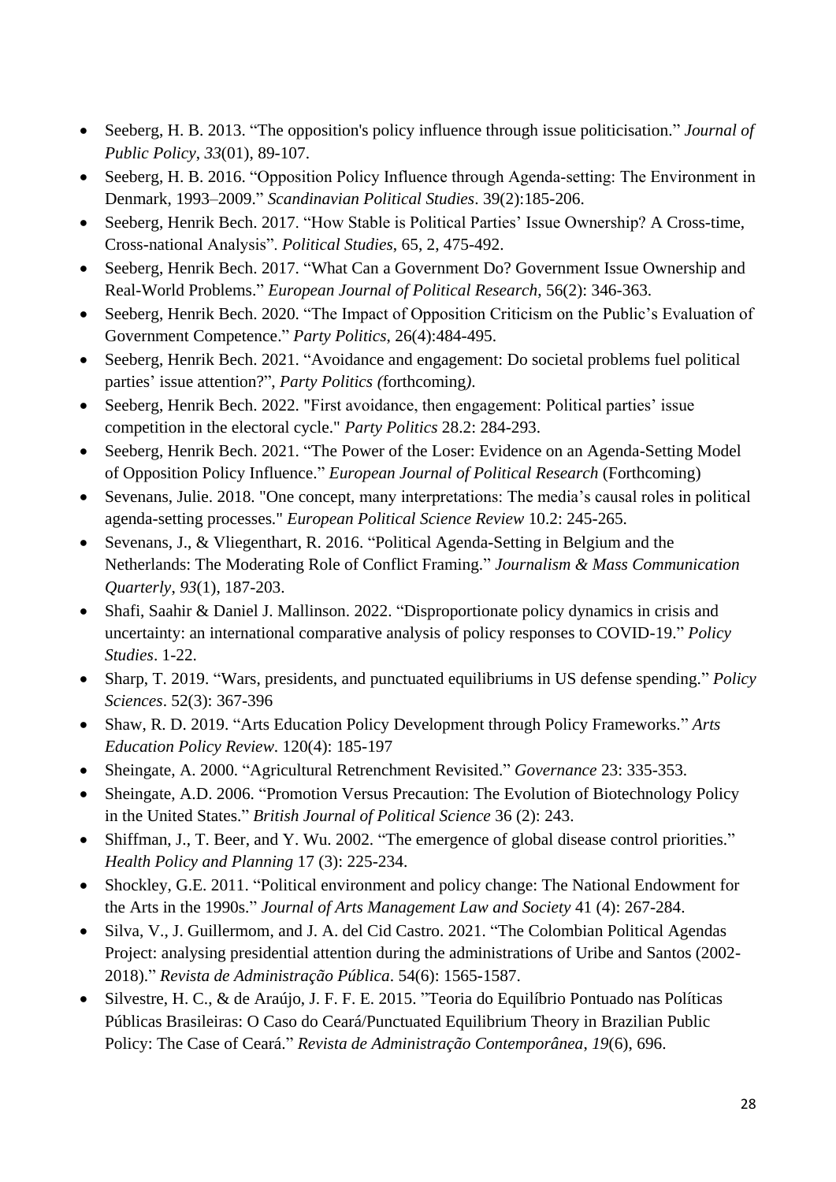- Seeberg, H. B. 2013. "The opposition's policy influence through issue politicisation." *Journal of Public Policy*, *33*(01), 89-107.
- Seeberg, H. B. 2016. "Opposition Policy Influence through Agenda-setting: The Environment in Denmark, 1993–2009." *Scandinavian Political Studies*. 39(2):185-206.
- Seeberg, Henrik Bech. 2017. "How Stable is Political Parties' Issue Ownership? A Cross-time, Cross-national Analysis". *Political Studies*, 65, 2, 475-492.
- Seeberg, Henrik Bech. 2017. "What Can a Government Do? Government Issue Ownership and Real-World Problems." *European Journal of Political Research*, 56(2): 346-363.
- Seeberg, Henrik Bech. 2020. "The Impact of Opposition Criticism on the Public's Evaluation of Government Competence." *Party Politics*, 26(4):484-495.
- Seeberg, Henrik Bech. 2021. "Avoidance and engagement: Do societal problems fuel political parties' issue attention?", *Party Politics (*forthcoming*)*.
- Seeberg, Henrik Bech. 2022. "First avoidance, then engagement: Political parties' issue competition in the electoral cycle." *Party Politics* 28.2: 284-293.
- Seeberg, Henrik Bech. 2021. "The Power of the Loser: Evidence on an Agenda-Setting Model of Opposition Policy Influence." *European Journal of Political Research* (Forthcoming)
- Sevenans, Julie. 2018. "One concept, many interpretations: The media's causal roles in political agenda-setting processes." *European Political Science Review* 10.2: 245-265.
- Sevenans, J., & Vliegenthart, R. 2016. "Political Agenda-Setting in Belgium and the Netherlands: The Moderating Role of Conflict Framing." *Journalism & Mass Communication Quarterly*, *93*(1), 187-203.
- Shafi, Saahir & Daniel J. Mallinson. 2022. "Disproportionate policy dynamics in crisis and uncertainty: an international comparative analysis of policy responses to COVID-19." *Policy Studies*. 1-22.
- Sharp, T. 2019. "Wars, presidents, and punctuated equilibriums in US defense spending." *Policy Sciences*. 52(3): 367-396
- Shaw, R. D. 2019. "Arts Education Policy Development through Policy Frameworks." *Arts Education Policy Review*. 120(4): 185-197
- Sheingate, A. 2000. "Agricultural Retrenchment Revisited." *Governance* 23: 335-353.
- Sheingate, A.D. 2006. "Promotion Versus Precaution: The Evolution of Biotechnology Policy in the United States." *British Journal of Political Science* 36 (2): 243.
- Shiffman, J., T. Beer, and Y. Wu. 2002. "The emergence of global disease control priorities." *Health Policy and Planning* 17 (3): 225-234.
- Shockley, G.E. 2011. "Political environment and policy change: The National Endowment for the Arts in the 1990s." *Journal of Arts Management Law and Society* 41 (4): 267-284.
- Silva, V., J. Guillermom, and J. A. del Cid Castro. 2021. "The Colombian Political Agendas Project: analysing presidential attention during the administrations of Uribe and Santos (2002-2018)." *Revista de Administração Pública*. 54(6): 1565-1587.
- Silvestre, H. C., & de Araújo, J. F. F. E. 2015. "Teoria do Equilíbrio Pontuado nas Políticas Públicas Brasileiras: O Caso do Ceará/Punctuated Equilibrium Theory in Brazilian Public Policy: The Case of Ceará." *Revista de Administração Contemporânea*, *19*(6), 696.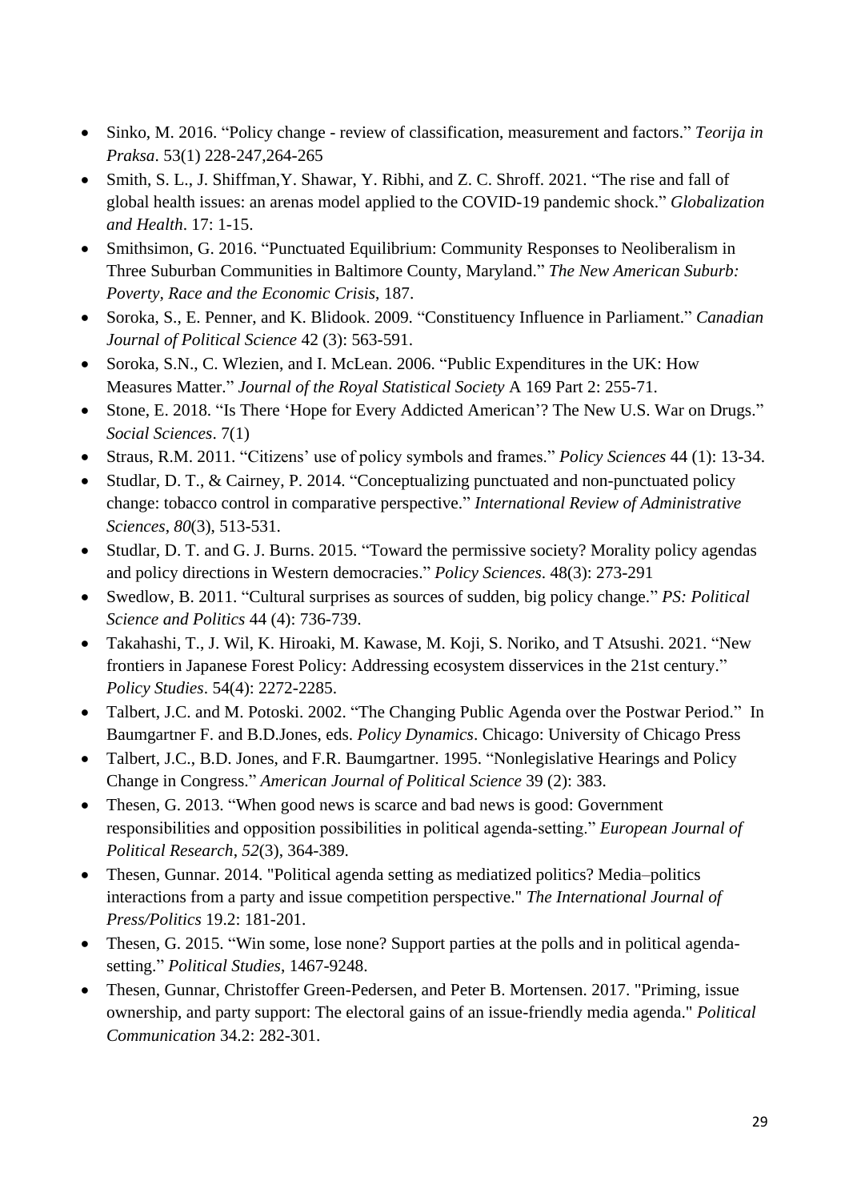- Sinko, M. 2016. “Policy change - review of classification, measurement and factors.” *Teorija in Praksa*. 53(1) 228-247,264-265
- Smith, S. L., J. Shiffman,Y. Shawar, Y. Ribhi, and Z. C. Shroff. 2021. “The rise and fall of global health issues: an arenas model applied to the COVID-19 pandemic shock.” *Globalization and Health*. 17: 1-15.
- Smithsimon, G. 2016. “Punctuated Equilibrium: Community Responses to Neoliberalism in Three Suburban Communities in Baltimore County, Maryland.” *The New American Suburb: Poverty, Race and the Economic Crisis*, 187.
- Soroka, S., E. Penner, and K. Blidook. 2009. “Constituency Influence in Parliament.” *Canadian Journal of Political Science* 42 (3): 563-591.
- Soroka, S.N., C. Wlezien, and I. McLean. 2006. “Public Expenditures in the UK: How Measures Matter.” *Journal of the Royal Statistical Society* A 169 Part 2: 255-71.
- Stone, E. 2018. “Is There ‘Hope for Every Addicted American’? The New U.S. War on Drugs.” *Social Sciences*. 7(1)
- Straus, R.M. 2011. “Citizens’ use of policy symbols and frames.” *Policy Sciences* 44 (1): 13-34.
- Studlar, D. T., & Cairney, P. 2014. “Conceptualizing punctuated and non-punctuated policy change: tobacco control in comparative perspective.” *International Review of Administrative Sciences*, *80*(3), 513-531.
- Studlar, D. T. and G. J. Burns. 2015. “Toward the permissive society? Morality policy agendas and policy directions in Western democracies.” *Policy Sciences*. 48(3): 273-291
- Swedlow, B. 2011. “Cultural surprises as sources of sudden, big policy change.” *PS: Political Science and Politics* 44 (4): 736-739.
- Takahashi, T., J. Wil, K. Hiroaki, M. Kawase, M. Koji, S. Noriko, and T Atsushi. 2021. “New frontiers in Japanese Forest Policy: Addressing ecosystem disservices in the 21st century.” *Policy Studies*. 54(4): 2272-2285.
- Talbert, J.C. and M. Potoski. 2002. “The Changing Public Agenda over the Postwar Period.” In Baumgartner F. and B.D.Jones, eds. *Policy Dynamics*. Chicago: University of Chicago Press
- Talbert, J.C., B.D. Jones, and F.R. Baumgartner. 1995. “Nonlegislative Hearings and Policy Change in Congress.” *American Journal of Political Science* 39 (2): 383.
- Thesen, G. 2013. “When good news is scarce and bad news is good: Government responsibilities and opposition possibilities in political agenda-setting.” *European Journal of Political Research*, *52*(3), 364-389.
- Thesen, Gunnar. 2014. "Political agenda setting as mediatized politics? Media–politics interactions from a party and issue competition perspective." *The International Journal of Press/Politics* 19.2: 181-201.
- Thesen, G. 2015. “Win some, lose none? Support parties at the polls and in political agenda-setting.” *Political Studies*, 1467-9248.
- Thesen, Gunnar, Christoffer Green-Pedersen, and Peter B. Mortensen. 2017. "Priming, issue ownership, and party support: The electoral gains of an issue-friendly media agenda." *Political Communication* 34.2: 282-301.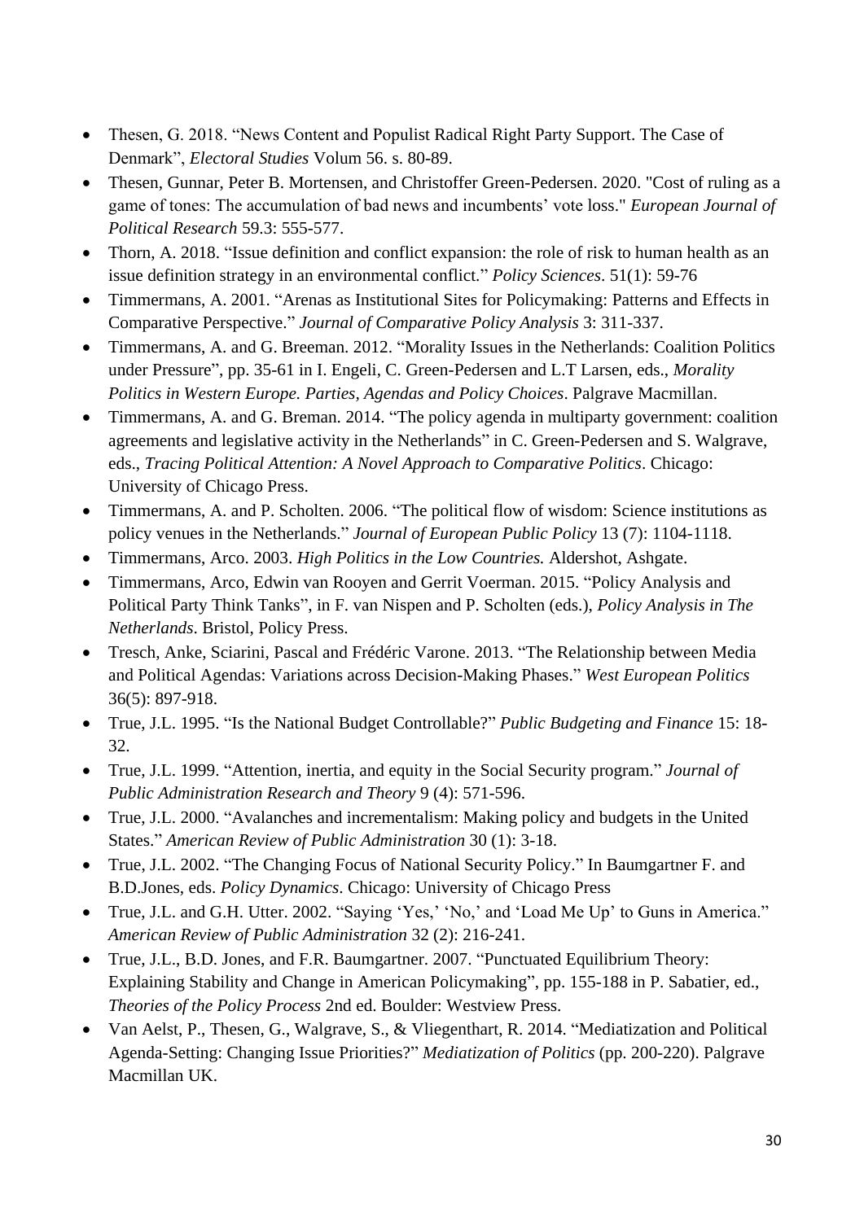- Thesen, G. 2018. "News Content and Populist Radical Right Party Support. The Case of Denmark", *Electoral Studies* Volum 56. s. 80-89.
- Thesen, Gunnar, Peter B. Mortensen, and Christoffer Green-Pedersen. 2020. "Cost of ruling as a game of tones: The accumulation of bad news and incumbents' vote loss." *European Journal of Political Research* 59.3: 555-577.
- Thorn, A. 2018. "Issue definition and conflict expansion: the role of risk to human health as an issue definition strategy in an environmental conflict." *Policy Sciences*. 51(1): 59-76
- Timmermans, A. 2001. "Arenas as Institutional Sites for Policymaking: Patterns and Effects in Comparative Perspective." *Journal of Comparative Policy Analysis* 3: 311-337.
- Timmermans, A. and G. Breeman. 2012. "Morality Issues in the Netherlands: Coalition Politics under Pressure", pp. 35-61 in I. Engeli, C. Green-Pedersen and L.T Larsen, eds., *Morality Politics in Western Europe. Parties, Agendas and Policy Choices*. Palgrave Macmillan.
- Timmermans, A. and G. Breman. 2014. "The policy agenda in multiparty government: coalition agreements and legislative activity in the Netherlands" in C. Green-Pedersen and S. Walgrave, eds., *Tracing Political Attention: A Novel Approach to Comparative Politics*. Chicago: University of Chicago Press.
- Timmermans, A. and P. Scholten. 2006. "The political flow of wisdom: Science institutions as policy venues in the Netherlands." *Journal of European Public Policy* 13 (7): 1104-1118.
- Timmermans, Arco. 2003. *High Politics in the Low Countries.* Aldershot, Ashgate.
- Timmermans, Arco, Edwin van Rooyen and Gerrit Voerman. 2015. "Policy Analysis and Political Party Think Tanks", in F. van Nispen and P. Scholten (eds.), *Policy Analysis in The Netherlands*. Bristol, Policy Press.
- Tresch, Anke, Sciarini, Pascal and Frédéric Varone. 2013. "The Relationship between Media and Political Agendas: Variations across Decision-Making Phases." *West European Politics* 36(5): 897-918.
- True, J.L. 1995. "Is the National Budget Controllable?" *Public Budgeting and Finance* 15: 18-32.
- True, J.L. 1999. "Attention, inertia, and equity in the Social Security program." *Journal of Public Administration Research and Theory* 9 (4): 571-596.
- True, J.L. 2000. "Avalanches and incrementalism: Making policy and budgets in the United States." *American Review of Public Administration* 30 (1): 3-18.
- True, J.L. 2002. "The Changing Focus of National Security Policy." In Baumgartner F. and B.D.Jones, eds. *Policy Dynamics*. Chicago: University of Chicago Press
- True, J.L. and G.H. Utter. 2002. "Saying 'Yes,' 'No,' and 'Load Me Up' to Guns in America." *American Review of Public Administration* 32 (2): 216-241.
- True, J.L., B.D. Jones, and F.R. Baumgartner. 2007. "Punctuated Equilibrium Theory: Explaining Stability and Change in American Policymaking", pp. 155-188 in P. Sabatier, ed., *Theories of the Policy Process* 2nd ed. Boulder: Westview Press.
- Van Aelst, P., Thesen, G., Walgrave, S., & Vliegenthart, R. 2014. "Mediatization and Political Agenda-Setting: Changing Issue Priorities?" *Mediatization of Politics* (pp. 200-220). Palgrave Macmillan UK.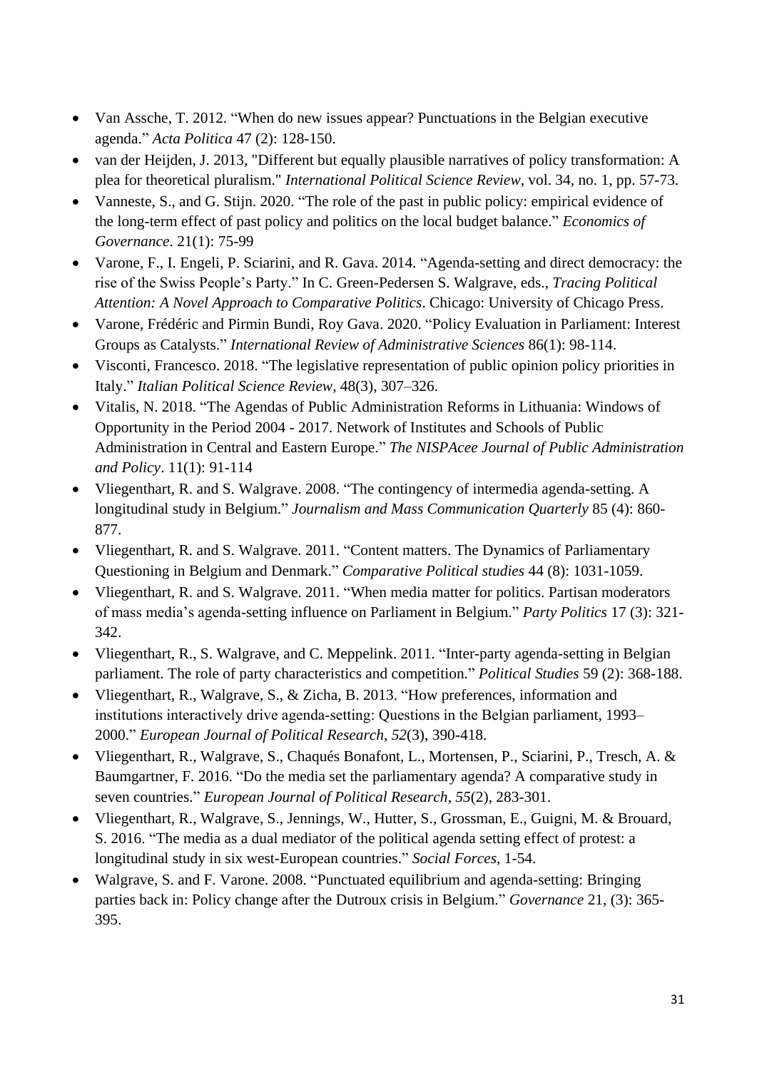- Van Assche, T. 2012. "When do new issues appear? Punctuations in the Belgian executive agenda." *Acta Politica* 47 (2): 128-150.
- van der Heijden, J. 2013, "Different but equally plausible narratives of policy transformation: A plea for theoretical pluralism." *International Political Science Review*, vol. 34, no. 1, pp. 57-73.
- Vanneste, S., and G. Stijn. 2020. "The role of the past in public policy: empirical evidence of the long-term effect of past policy and politics on the local budget balance." *Economics of Governance*. 21(1): 75-99
- Varone, F., I. Engeli, P. Sciarini, and R. Gava. 2014. "Agenda-setting and direct democracy: the rise of the Swiss People's Party." In C. Green-Pedersen S. Walgrave, eds., *Tracing Political Attention: A Novel Approach to Comparative Politics*. Chicago: University of Chicago Press.
- Varone, Frédéric and Pirmin Bundi, Roy Gava. 2020. "Policy Evaluation in Parliament: Interest Groups as Catalysts." *International Review of Administrative Sciences* 86(1): 98-114.
- Visconti, Francesco. 2018. "The legislative representation of public opinion policy priorities in Italy." *Italian Political Science Review*, 48(3), 307–326.
- Vitalis, N. 2018. "The Agendas of Public Administration Reforms in Lithuania: Windows of Opportunity in the Period 2004 - 2017. Network of Institutes and Schools of Public Administration in Central and Eastern Europe." *The NISPAcee Journal of Public Administration and Policy*. 11(1): 91-114
- Vliegenthart, R. and S. Walgrave. 2008. "The contingency of intermedia agenda-setting. A longitudinal study in Belgium." *Journalism and Mass Communication Quarterly* 85 (4): 860-877.
- Vliegenthart, R. and S. Walgrave. 2011. "Content matters. The Dynamics of Parliamentary Questioning in Belgium and Denmark." *Comparative Political studies* 44 (8): 1031-1059.
- Vliegenthart, R. and S. Walgrave. 2011. "When media matter for politics. Partisan moderators of mass media's agenda-setting influence on Parliament in Belgium." *Party Politics* 17 (3): 321-342.
- Vliegenthart, R., S. Walgrave, and C. Meppelink. 2011. "Inter-party agenda-setting in Belgian parliament. The role of party characteristics and competition." *Political Studies* 59 (2): 368-188.
- Vliegenthart, R., Walgrave, S., & Zicha, B. 2013. "How preferences, information and institutions interactively drive agenda-setting: Questions in the Belgian parliament, 1993–2000." *European Journal of Political Research*, *52*(3), 390-418.
- Vliegenthart, R., Walgrave, S., Chaqués Bonafont, L., Mortensen, P., Sciarini, P., Tresch, A. & Baumgartner, F. 2016. "Do the media set the parliamentary agenda? A comparative study in seven countries." *European Journal of Political Research*, *55*(2), 283-301.
- Vliegenthart, R., Walgrave, S., Jennings, W., Hutter, S., Grossman, E., Guigni, M. & Brouard, S. 2016. "The media as a dual mediator of the political agenda setting effect of protest: a longitudinal study in six west-European countries." *Social Forces*, 1-54.
- Walgrave, S. and F. Varone. 2008. "Punctuated equilibrium and agenda-setting: Bringing parties back in: Policy change after the Dutroux crisis in Belgium." *Governance* 21, (3): 365-395.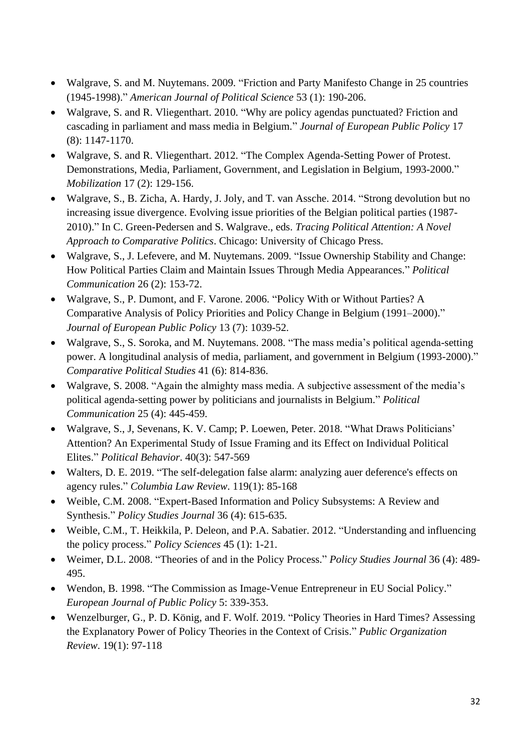- Walgrave, S. and M. Nuytemans. 2009. "Friction and Party Manifesto Change in 25 countries (1945-1998)." *American Journal of Political Science* 53 (1): 190-206.
- Walgrave, S. and R. Vliegenthart. 2010. "Why are policy agendas punctuated? Friction and cascading in parliament and mass media in Belgium." *Journal of European Public Policy* 17 (8): 1147-1170.
- Walgrave, S. and R. Vliegenthart. 2012. "The Complex Agenda-Setting Power of Protest. Demonstrations, Media, Parliament, Government, and Legislation in Belgium, 1993-2000." *Mobilization* 17 (2): 129-156.
- Walgrave, S., B. Zicha, A. Hardy, J. Joly, and T. van Assche. 2014. "Strong devolution but no increasing issue divergence. Evolving issue priorities of the Belgian political parties (1987-2010)." In C. Green-Pedersen and S. Walgrave., eds. *Tracing Political Attention: A Novel Approach to Comparative Politics*. Chicago: University of Chicago Press.
- Walgrave, S., J. Lefevere, and M. Nuytemans. 2009. "Issue Ownership Stability and Change: How Political Parties Claim and Maintain Issues Through Media Appearances." *Political Communication* 26 (2): 153-72.
- Walgrave, S., P. Dumont, and F. Varone. 2006. "Policy With or Without Parties? A Comparative Analysis of Policy Priorities and Policy Change in Belgium (1991–2000)." *Journal of European Public Policy* 13 (7): 1039-52.
- Walgrave, S., S. Soroka, and M. Nuytemans. 2008. "The mass media's political agenda-setting power. A longitudinal analysis of media, parliament, and government in Belgium (1993-2000)." *Comparative Political Studies* 41 (6): 814-836.
- Walgrave, S. 2008. "Again the almighty mass media. A subjective assessment of the media's political agenda-setting power by politicians and journalists in Belgium." *Political Communication* 25 (4): 445-459.
- Walgrave, S., J, Sevenans, K. V. Camp; P. Loewen, Peter. 2018. "What Draws Politicians' Attention? An Experimental Study of Issue Framing and its Effect on Individual Political Elites." *Political Behavior*. 40(3): 547-569
- Walters, D. E. 2019. "The self-delegation false alarm: analyzing auer deference's effects on agency rules." *Columbia Law Review*. 119(1): 85-168
- Weible, C.M. 2008. "Expert-Based Information and Policy Subsystems: A Review and Synthesis." *Policy Studies Journal* 36 (4): 615-635.
- Weible, C.M., T. Heikkila, P. Deleon, and P.A. Sabatier. 2012. "Understanding and influencing the policy process." *Policy Sciences* 45 (1): 1-21.
- Weimer, D.L. 2008. "Theories of and in the Policy Process." *Policy Studies Journal* 36 (4): 489-495.
- Wendon, B. 1998. "The Commission as Image-Venue Entrepreneur in EU Social Policy." *European Journal of Public Policy* 5: 339-353.
- Wenzelburger, G., P. D. König, and F. Wolf. 2019. "Policy Theories in Hard Times? Assessing the Explanatory Power of Policy Theories in the Context of Crisis." *Public Organization Review*. 19(1): 97-118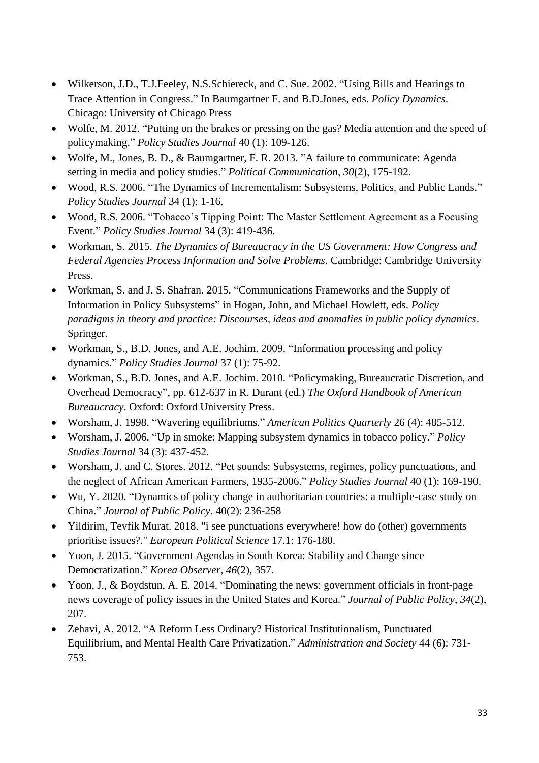- Wilkerson, J.D., T.J.Feeley, N.S.Schiereck, and C. Sue. 2002. "Using Bills and Hearings to Trace Attention in Congress." In Baumgartner F. and B.D.Jones, eds. *Policy Dynamics*. Chicago: University of Chicago Press
- Wolfe, M. 2012. "Putting on the brakes or pressing on the gas? Media attention and the speed of policymaking." *Policy Studies Journal* 40 (1): 109-126.
- Wolfe, M., Jones, B. D., & Baumgartner, F. R. 2013. "A failure to communicate: Agenda setting in media and policy studies." *Political Communication*, *30*(2), 175-192.
- Wood, R.S. 2006. "The Dynamics of Incrementalism: Subsystems, Politics, and Public Lands." *Policy Studies Journal* 34 (1): 1-16.
- Wood, R.S. 2006. "Tobacco's Tipping Point: The Master Settlement Agreement as a Focusing Event." *Policy Studies Journal* 34 (3): 419-436.
- Workman, S. 2015. *The Dynamics of Bureaucracy in the US Government: How Congress and Federal Agencies Process Information and Solve Problems*. Cambridge: Cambridge University Press.
- Workman, S. and J. S. Shafran. 2015. "Communications Frameworks and the Supply of Information in Policy Subsystems" in Hogan, John, and Michael Howlett, eds. *Policy paradigms in theory and practice: Discourses, ideas and anomalies in public policy dynamics*. Springer.
- Workman, S., B.D. Jones, and A.E. Jochim. 2009. "Information processing and policy dynamics." *Policy Studies Journal* 37 (1): 75-92.
- Workman, S., B.D. Jones, and A.E. Jochim. 2010. "Policymaking, Bureaucratic Discretion, and Overhead Democracy", pp. 612-637 in R. Durant (ed.) *The Oxford Handbook of American Bureaucracy*. Oxford: Oxford University Press.
- Worsham, J. 1998. "Wavering equilibriums." *American Politics Quarterly* 26 (4): 485-512.
- Worsham, J. 2006. "Up in smoke: Mapping subsystem dynamics in tobacco policy." *Policy Studies Journal* 34 (3): 437-452.
- Worsham, J. and C. Stores. 2012. "Pet sounds: Subsystems, regimes, policy punctuations, and the neglect of African American Farmers, 1935-2006." *Policy Studies Journal* 40 (1): 169-190.
- Wu, Y. 2020. "Dynamics of policy change in authoritarian countries: a multiple-case study on China." *Journal of Public Policy*. 40(2): 236-258
- Yildirim, Tevfik Murat. 2018. "i see punctuations everywhere! how do (other) governments prioritise issues?." *European Political Science* 17.1: 176-180.
- Yoon, J. 2015. "Government Agendas in South Korea: Stability and Change since Democratization." *Korea Observer*, *46*(2), 357.
- Yoon, J., & Boydstun, A. E. 2014. "Dominating the news: government officials in front-page news coverage of policy issues in the United States and Korea." *Journal of Public Policy*, *34*(2), 207.
- Zehavi, A. 2012. "A Reform Less Ordinary? Historical Institutionalism, Punctuated Equilibrium, and Mental Health Care Privatization." *Administration and Society* 44 (6): 731-753.